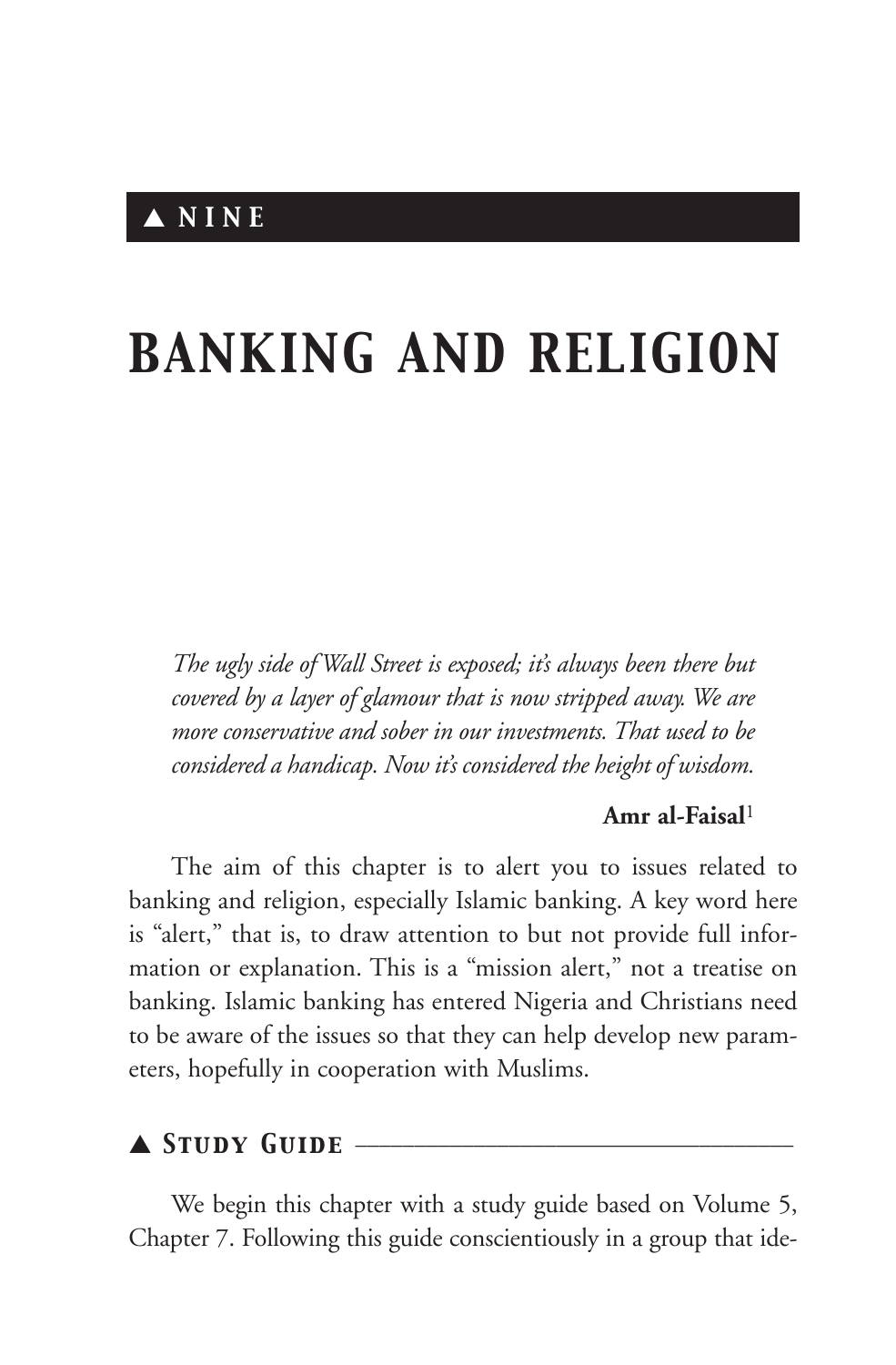## ▲ NINE

# BANKING AND RELIGION

*The ugly side of Wall Street is exposed; it's always been there but covered by a layer of glamour that is now stripped away. We are more conservative and sober in our investments. That used to be considered a handicap. Now it's considered the height of wisdom.*

**Amr al-Faisal**[1]

The aim of this chapter is to alert you to issues related to banking and religion, especially Islamic banking. A key word here is "alert," that is, to draw attention to but not provide full information or explanation. This is a "mission alert," not a treatise on banking. Islamic banking has entered Nigeria and Christians need to be aware of the issues so that they can help develop new parameters, hopefully in cooperation with Muslims.

### ▲ Study Guide

We begin this chapter with a study guide based on Volume 5, Chapter 7. Following this guide conscientiously in a group that ide-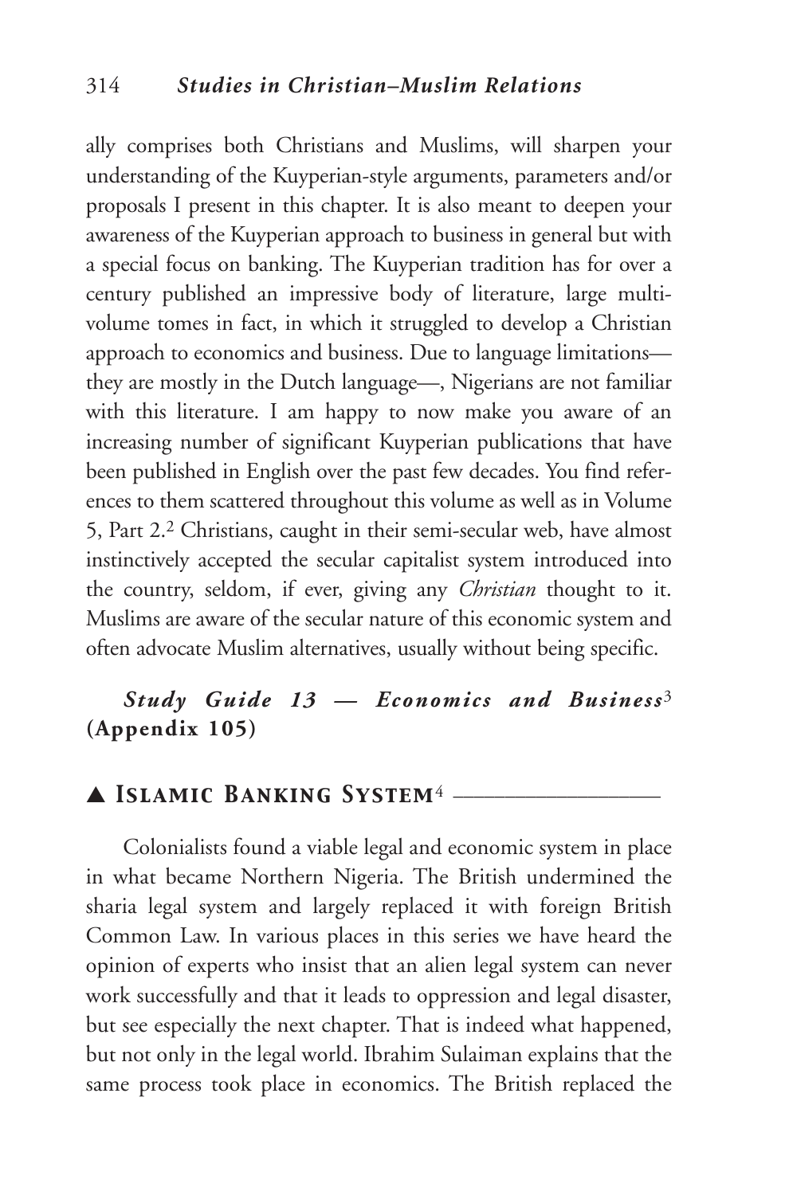ally comprises both Christians and Muslims, will sharpen your understanding of the Kuyperian-style arguments, parameters and/or proposals I present in this chapter. It is also meant to deepen your awareness of the Kuyperian approach to business in general but with a special focus on banking. The Kuyperian tradition has for over a century published an impressive body of literature, large multi-volume tomes in fact, in which it struggled to develop a Christian approach to economics and business. Due to language limitations—they are mostly in the Dutch language—, Nigerians are not familiar with this literature. I am happy to now make you aware of an increasing number of significant Kuyperian publications that have been published in English over the past few decades. You find references to them scattered throughout this volume as well as in Volume 5, Part 2.[2] Christians, caught in their semi-secular web, have almost instinctively accepted the secular capitalist system introduced into the country, seldom, if ever, giving any *Christian* thought to it. Muslims are aware of the secular nature of this economic system and often advocate Muslim alternatives, usually without being specific.

***Study Guide 13 — Economics and Business*[3] (Appendix 105)**

## ▲ Islamic Banking System[4]

Colonialists found a viable legal and economic system in place in what became Northern Nigeria. The British undermined the sharia legal system and largely replaced it with foreign British Common Law. In various places in this series we have heard the opinion of experts who insist that an alien legal system can never work successfully and that it leads to oppression and legal disaster, but see especially the next chapter. That is indeed what happened, but not only in the legal world. Ibrahim Sulaiman explains that the same process took place in economics. The British replaced the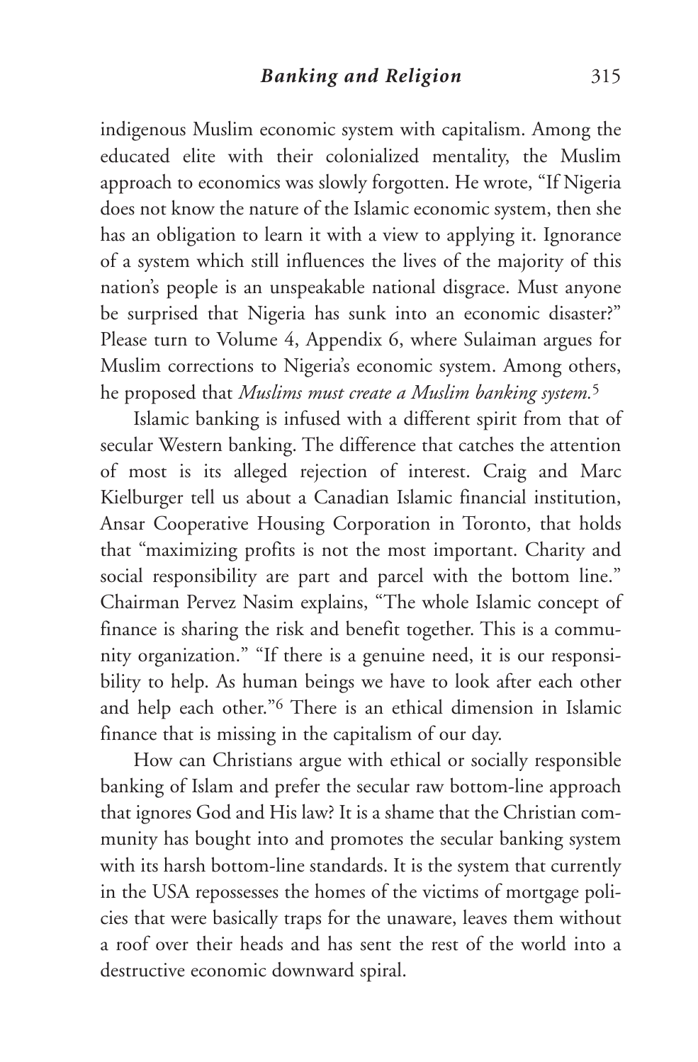indigenous Muslim economic system with capitalism. Among the educated elite with their colonialized mentality, the Muslim approach to economics was slowly forgotten. He wrote, "If Nigeria does not know the nature of the Islamic economic system, then she has an obligation to learn it with a view to applying it. Ignorance of a system which still influences the lives of the majority of this nation's people is an unspeakable national disgrace. Must anyone be surprised that Nigeria has sunk into an economic disaster?" Please turn to Volume 4, Appendix 6, where Sulaiman argues for Muslim corrections to Nigeria's economic system. Among others, he proposed that *Muslims must create a Muslim banking system.*[5]

Islamic banking is infused with a different spirit from that of secular Western banking. The difference that catches the attention of most is its alleged rejection of interest. Craig and Marc Kielburger tell us about a Canadian Islamic financial institution, Ansar Cooperative Housing Corporation in Toronto, that holds that "maximizing profits is not the most important. Charity and social responsibility are part and parcel with the bottom line." Chairman Pervez Nasim explains, "The whole Islamic concept of finance is sharing the risk and benefit together. This is a community organization." "If there is a genuine need, it is our responsibility to help. As human beings we have to look after each other and help each other."[6] There is an ethical dimension in Islamic finance that is missing in the capitalism of our day.

How can Christians argue with ethical or socially responsible banking of Islam and prefer the secular raw bottom-line approach that ignores God and His law? It is a shame that the Christian community has bought into and promotes the secular banking system with its harsh bottom-line standards. It is the system that currently in the USA repossesses the homes of the victims of mortgage policies that were basically traps for the unaware, leaves them without a roof over their heads and has sent the rest of the world into a destructive economic downward spiral.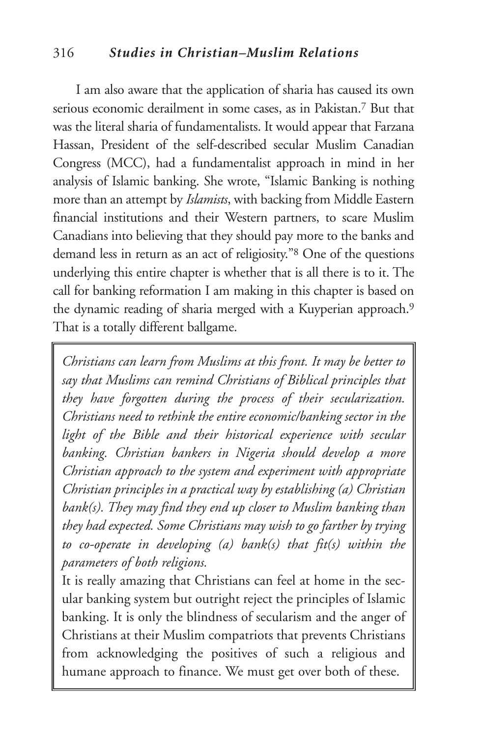I am also aware that the application of sharia has caused its own serious economic derailment in some cases, as in Pakistan.[7] But that was the literal sharia of fundamentalists. It would appear that Farzana Hassan, President of the self-described secular Muslim Canadian Congress (MCC), had a fundamentalist approach in mind in her analysis of Islamic banking. She wrote, "Islamic Banking is nothing more than an attempt by *Islamists*, with backing from Middle Eastern financial institutions and their Western partners, to scare Muslim Canadians into believing that they should pay more to the banks and demand less in return as an act of religiosity."[8] One of the questions underlying this entire chapter is whether that is all there is to it. The call for banking reformation I am making in this chapter is based on the dynamic reading of sharia merged with a Kuyperian approach.[9] That is a totally different ballgame.

> *Christians can learn from Muslims at this front. It may be better to say that Muslims can remind Christians of Biblical principles that they have forgotten during the process of their secularization. Christians need to rethink the entire economic/banking sector in the light of the Bible and their historical experience with secular banking. Christian bankers in Nigeria should develop a more Christian approach to the system and experiment with appropriate Christian principles in a practical way by establishing (a) Christian bank(s). They may find they end up closer to Muslim banking than they had expected. Some Christians may wish to go farther by trying to co-operate in developing (a) bank(s) that fit(s) within the parameters of both religions.*
>
> It is really amazing that Christians can feel at home in the secular banking system but outright reject the principles of Islamic banking. It is only the blindness of secularism and the anger of Christians at their Muslim compatriots that prevents Christians from acknowledging the positives of such a religious and humane approach to finance. We must get over both of these.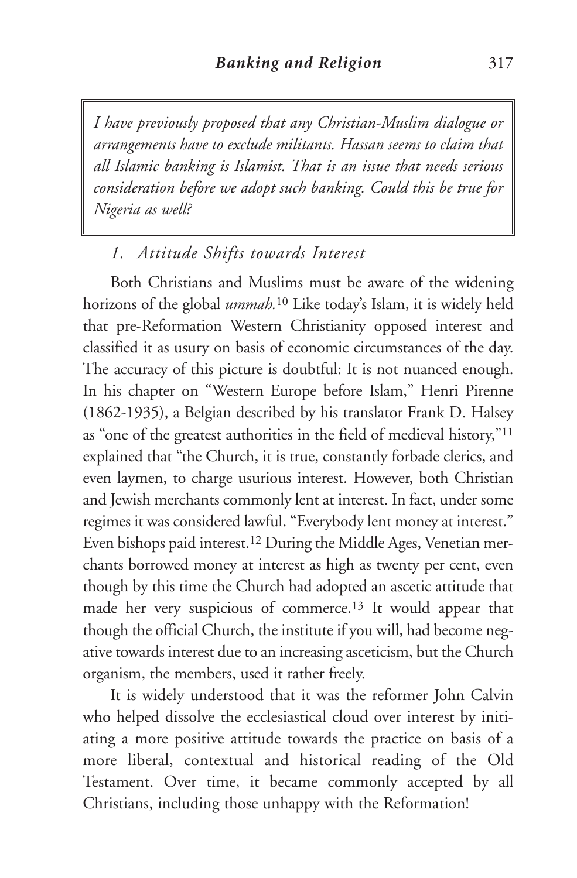> *I have previously proposed that any Christian-Muslim dialogue or arrangements have to exclude militants. Hassan seems to claim that all Islamic banking is Islamist. That is an issue that needs serious consideration before we adopt such banking. Could this be true for Nigeria as well?*

### *1. Attitude Shifts towards Interest*

Both Christians and Muslims must be aware of the widening horizons of the global *ummah.*[10] Like today's Islam, it is widely held that pre-Reformation Western Christianity opposed interest and classified it as usury on basis of economic circumstances of the day. The accuracy of this picture is doubtful: It is not nuanced enough. In his chapter on "Western Europe before Islam," Henri Pirenne (1862-1935), a Belgian described by his translator Frank D. Halsey as "one of the greatest authorities in the field of medieval history,"[11] explained that "the Church, it is true, constantly forbade clerics, and even laymen, to charge usurious interest. However, both Christian and Jewish merchants commonly lent at interest. In fact, under some regimes it was considered lawful. "Everybody lent money at interest." Even bishops paid interest.[12] During the Middle Ages, Venetian merchants borrowed money at interest as high as twenty per cent, even though by this time the Church had adopted an ascetic attitude that made her very suspicious of commerce.[13] It would appear that though the official Church, the institute if you will, had become negative towards interest due to an increasing asceticism, but the Church organism, the members, used it rather freely.

It is widely understood that it was the reformer John Calvin who helped dissolve the ecclesiastical cloud over interest by initiating a more positive attitude towards the practice on basis of a more liberal, contextual and historical reading of the Old Testament. Over time, it became commonly accepted by all Christians, including those unhappy with the Reformation!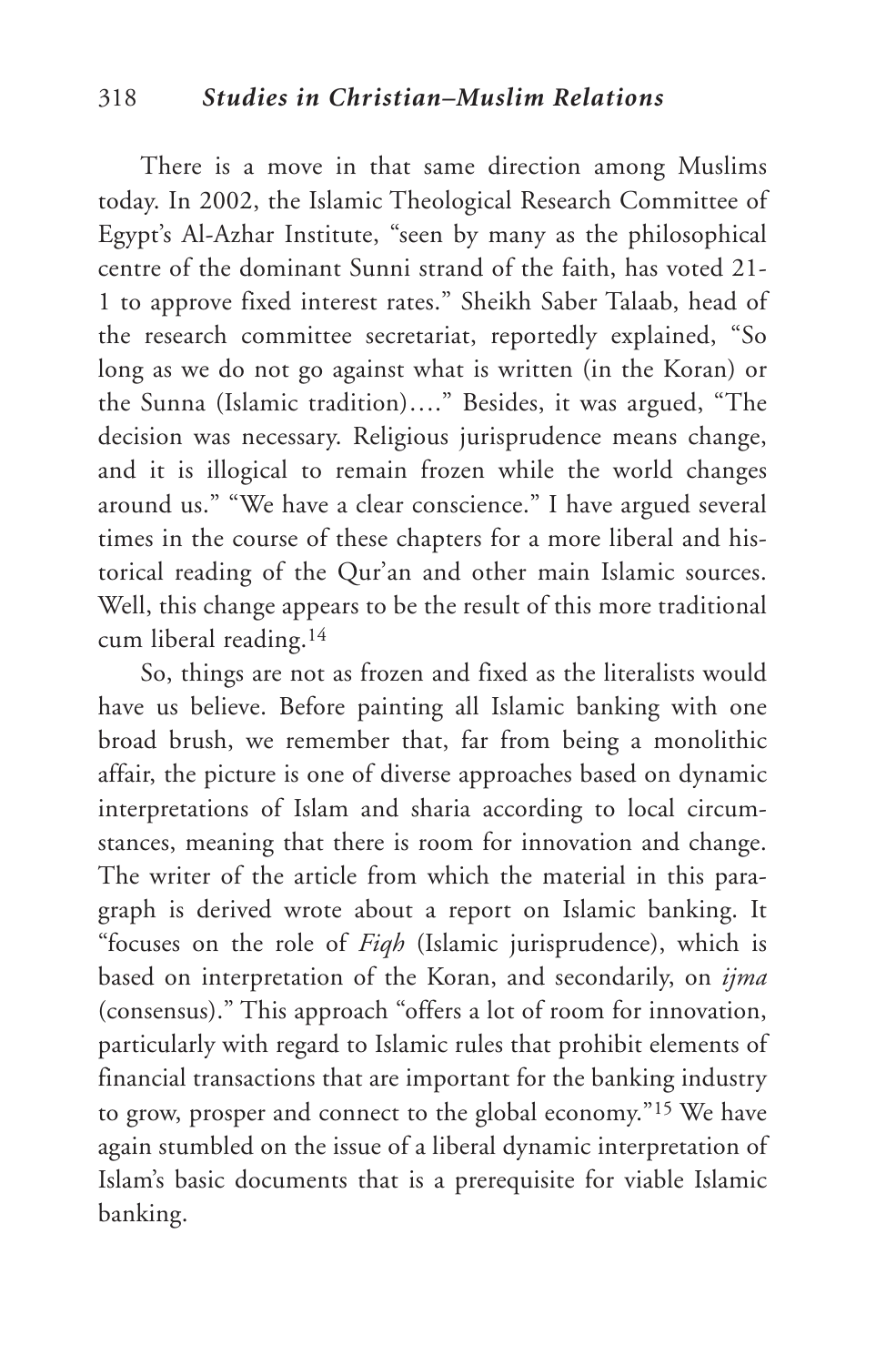There is a move in that same direction among Muslims today. In 2002, the Islamic Theological Research Committee of Egypt's Al-Azhar Institute, "seen by many as the philosophical centre of the dominant Sunni strand of the faith, has voted 21-1 to approve fixed interest rates." Sheikh Saber Talaab, head of the research committee secretariat, reportedly explained, "So long as we do not go against what is written (in the Koran) or the Sunna (Islamic tradition)…." Besides, it was argued, "The decision was necessary. Religious jurisprudence means change, and it is illogical to remain frozen while the world changes around us." "We have a clear conscience." I have argued several times in the course of these chapters for a more liberal and historical reading of the Qur'an and other main Islamic sources. Well, this change appears to be the result of this more traditional cum liberal reading.[14]

So, things are not as frozen and fixed as the literalists would have us believe. Before painting all Islamic banking with one broad brush, we remember that, far from being a monolithic affair, the picture is one of diverse approaches based on dynamic interpretations of Islam and sharia according to local circumstances, meaning that there is room for innovation and change. The writer of the article from which the material in this paragraph is derived wrote about a report on Islamic banking. It "focuses on the role of *Fiqh* (Islamic jurisprudence), which is based on interpretation of the Koran, and secondarily, on *ijma* (consensus)." This approach "offers a lot of room for innovation, particularly with regard to Islamic rules that prohibit elements of financial transactions that are important for the banking industry to grow, prosper and connect to the global economy."[15] We have again stumbled on the issue of a liberal dynamic interpretation of Islam's basic documents that is a prerequisite for viable Islamic banking.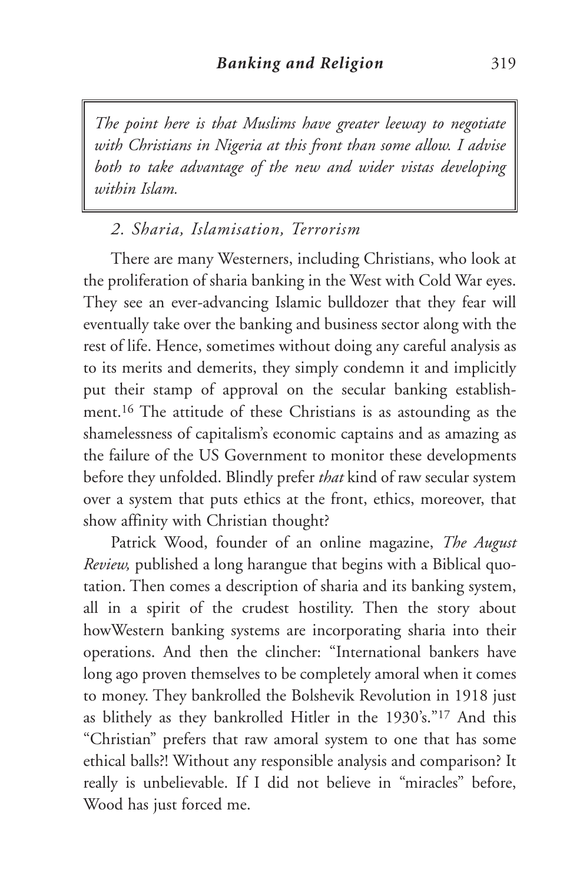*The point here is that Muslims have greater leeway to negotiate with Christians in Nigeria at this front than some allow. I advise both to take advantage of the new and wider vistas developing within Islam.*

### *2. Sharia, Islamisation, Terrorism*

There are many Westerners, including Christians, who look at the proliferation of sharia banking in the West with Cold War eyes. They see an ever-advancing Islamic bulldozer that they fear will eventually take over the banking and business sector along with the rest of life. Hence, sometimes without doing any careful analysis as to its merits and demerits, they simply condemn it and implicitly put their stamp of approval on the secular banking establishment.[16] The attitude of these Christians is as astounding as the shamelessness of capitalism's economic captains and as amazing as the failure of the US Government to monitor these developments before they unfolded. Blindly prefer *that* kind of raw secular system over a system that puts ethics at the front, ethics, moreover, that show affinity with Christian thought?

Patrick Wood, founder of an online magazine, *The August Review,* published a long harangue that begins with a Biblical quotation. Then comes a description of sharia and its banking system, all in a spirit of the crudest hostility. Then the story about howWestern banking systems are incorporating sharia into their operations. And then the clincher: "International bankers have long ago proven themselves to be completely amoral when it comes to money. They bankrolled the Bolshevik Revolution in 1918 just as blithely as they bankrolled Hitler in the 1930's."[17] And this "Christian" prefers that raw amoral system to one that has some ethical balls?! Without any responsible analysis and comparison? It really is unbelievable. If I did not believe in "miracles" before, Wood has just forced me.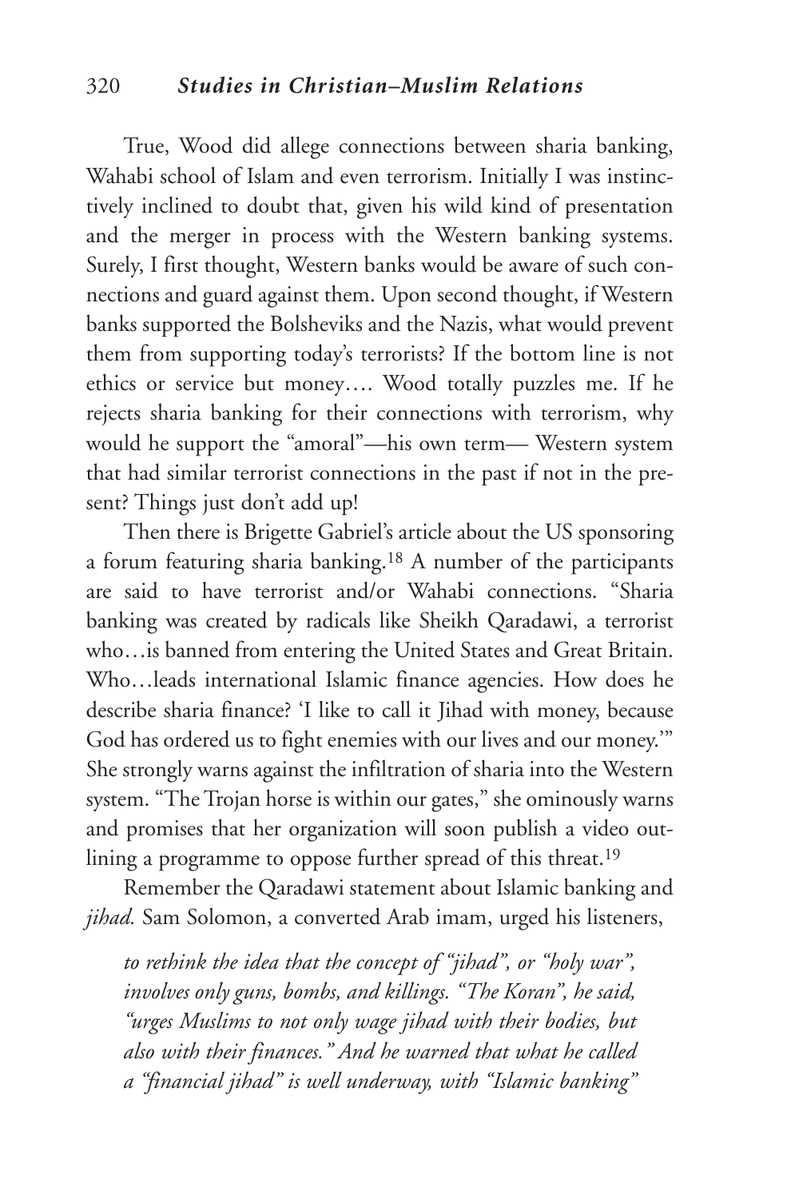True, Wood did allege connections between sharia banking, Wahabi school of Islam and even terrorism. Initially I was instinctively inclined to doubt that, given his wild kind of presentation and the merger in process with the Western banking systems. Surely, I first thought, Western banks would be aware of such connections and guard against them. Upon second thought, if Western banks supported the Bolsheviks and the Nazis, what would prevent them from supporting today's terrorists? If the bottom line is not ethics or service but money…. Wood totally puzzles me. If he rejects sharia banking for their connections with terrorism, why would he support the "amoral"—his own term— Western system that had similar terrorist connections in the past if not in the present? Things just don't add up!

Then there is Brigette Gabriel's article about the US sponsoring a forum featuring sharia banking.[18] A number of the participants are said to have terrorist and/or Wahabi connections. "Sharia banking was created by radicals like Sheikh Qaradawi, a terrorist who…is banned from entering the United States and Great Britain. Who…leads international Islamic finance agencies. How does he describe sharia finance? 'I like to call it Jihad with money, because God has ordered us to fight enemies with our lives and our money.'" She strongly warns against the infiltration of sharia into the Western system. "The Trojan horse is within our gates," she ominously warns and promises that her organization will soon publish a video outlining a programme to oppose further spread of this threat.[19]

Remember the Qaradawi statement about Islamic banking and *jihad.* Sam Solomon, a converted Arab imam, urged his listeners,

> *to rethink the idea that the concept of "jihad", or "holy war", involves only guns, bombs, and killings. "The Koran", he said, "urges Muslims to not only wage jihad with their bodies, but also with their finances." And he warned that what he called a "financial jihad" is well underway, with "Islamic banking"*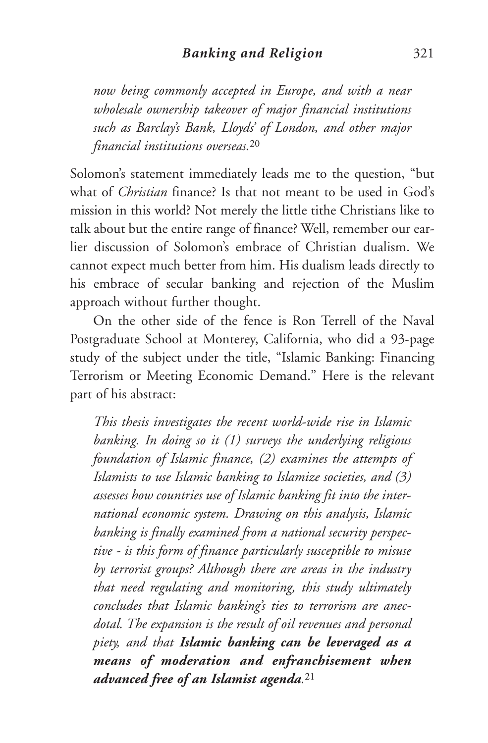*now being commonly accepted in Europe, and with a near wholesale ownership takeover of major financial institutions such as Barclay's Bank, Lloyds' of London, and other major financial institutions overseas.*[20]

Solomon's statement immediately leads me to the question, "but what of *Christian* finance? Is that not meant to be used in God's mission in this world? Not merely the little tithe Christians like to talk about but the entire range of finance? Well, remember our earlier discussion of Solomon's embrace of Christian dualism. We cannot expect much better from him. His dualism leads directly to his embrace of secular banking and rejection of the Muslim approach without further thought.

On the other side of the fence is Ron Terrell of the Naval Postgraduate School at Monterey, California, who did a 93-page study of the subject under the title, "Islamic Banking: Financing Terrorism or Meeting Economic Demand." Here is the relevant part of his abstract:

*This thesis investigates the recent world-wide rise in Islamic banking. In doing so it (1) surveys the underlying religious foundation of Islamic finance, (2) examines the attempts of Islamists to use Islamic banking to Islamize societies, and (3) assesses how countries use of Islamic banking fit into the international economic system. Drawing on this analysis, Islamic banking is finally examined from a national security perspective - is this form of finance particularly susceptible to misuse by terrorist groups? Although there are areas in the industry that need regulating and monitoring, this study ultimately concludes that Islamic banking's ties to terrorism are anecdotal. The expansion is the result of oil revenues and personal piety, and that* ***Islamic banking can be leveraged as a means of moderation and enfranchisement when advanced free of an Islamist agenda****.*[21]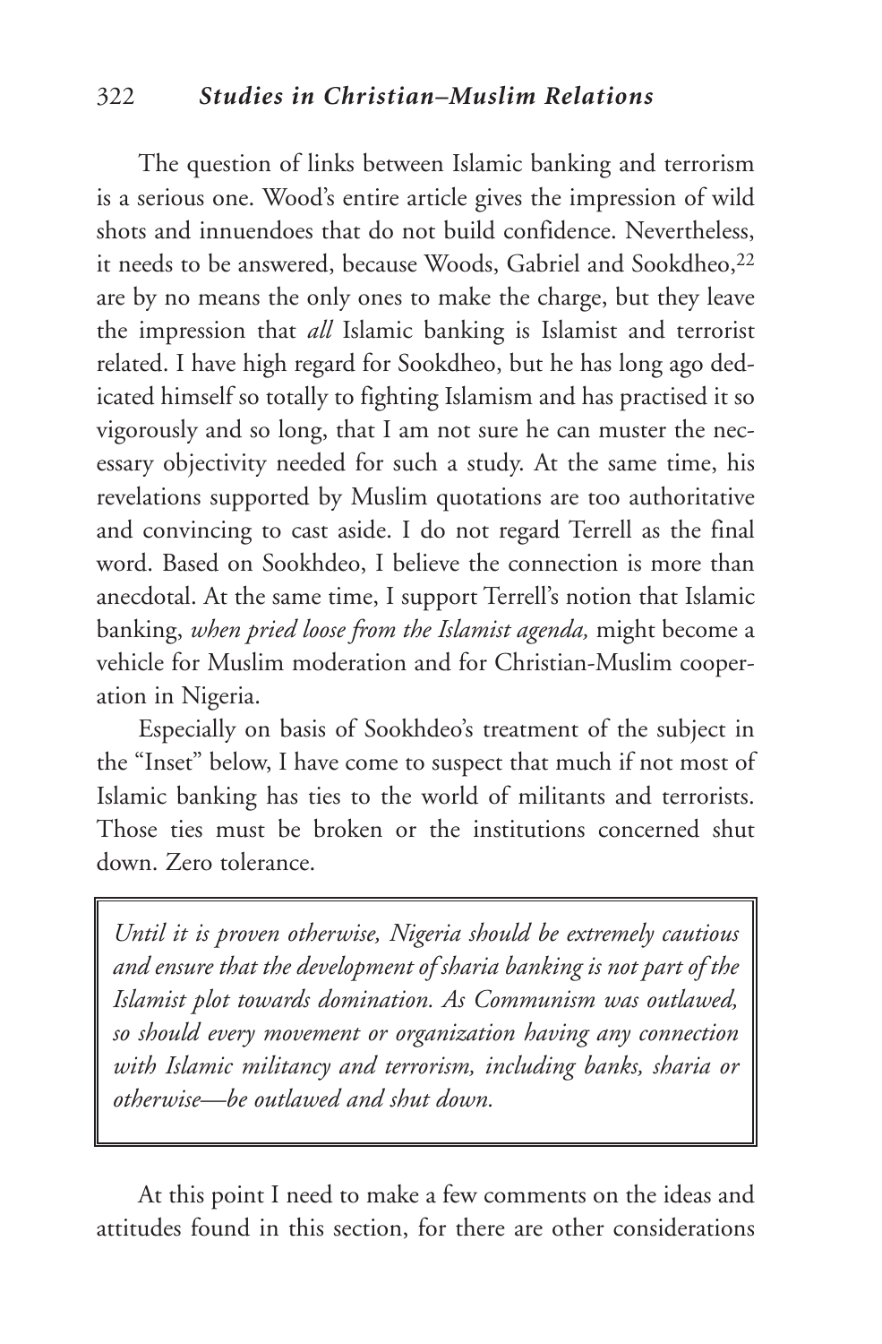The question of links between Islamic banking and terrorism is a serious one. Wood's entire article gives the impression of wild shots and innuendoes that do not build confidence. Nevertheless, it needs to be answered, because Woods, Gabriel and Sookdheo,[22] are by no means the only ones to make the charge, but they leave the impression that *all* Islamic banking is Islamist and terrorist related. I have high regard for Sookdheo, but he has long ago dedicated himself so totally to fighting Islamism and has practised it so vigorously and so long, that I am not sure he can muster the necessary objectivity needed for such a study. At the same time, his revelations supported by Muslim quotations are too authoritative and convincing to cast aside. I do not regard Terrell as the final word. Based on Sookhdeo, I believe the connection is more than anecdotal. At the same time, I support Terrell's notion that Islamic banking, *when pried loose from the Islamist agenda,* might become a vehicle for Muslim moderation and for Christian-Muslim cooperation in Nigeria.

Especially on basis of Sookhdeo's treatment of the subject in the "Inset" below, I have come to suspect that much if not most of Islamic banking has ties to the world of militants and terrorists. Those ties must be broken or the institutions concerned shut down. Zero tolerance.

> *Until it is proven otherwise, Nigeria should be extremely cautious and ensure that the development of sharia banking is not part of the Islamist plot towards domination. As Communism was outlawed, so should every movement or organization having any connection with Islamic militancy and terrorism, including banks, sharia or otherwise—be outlawed and shut down.*

At this point I need to make a few comments on the ideas and attitudes found in this section, for there are other considerations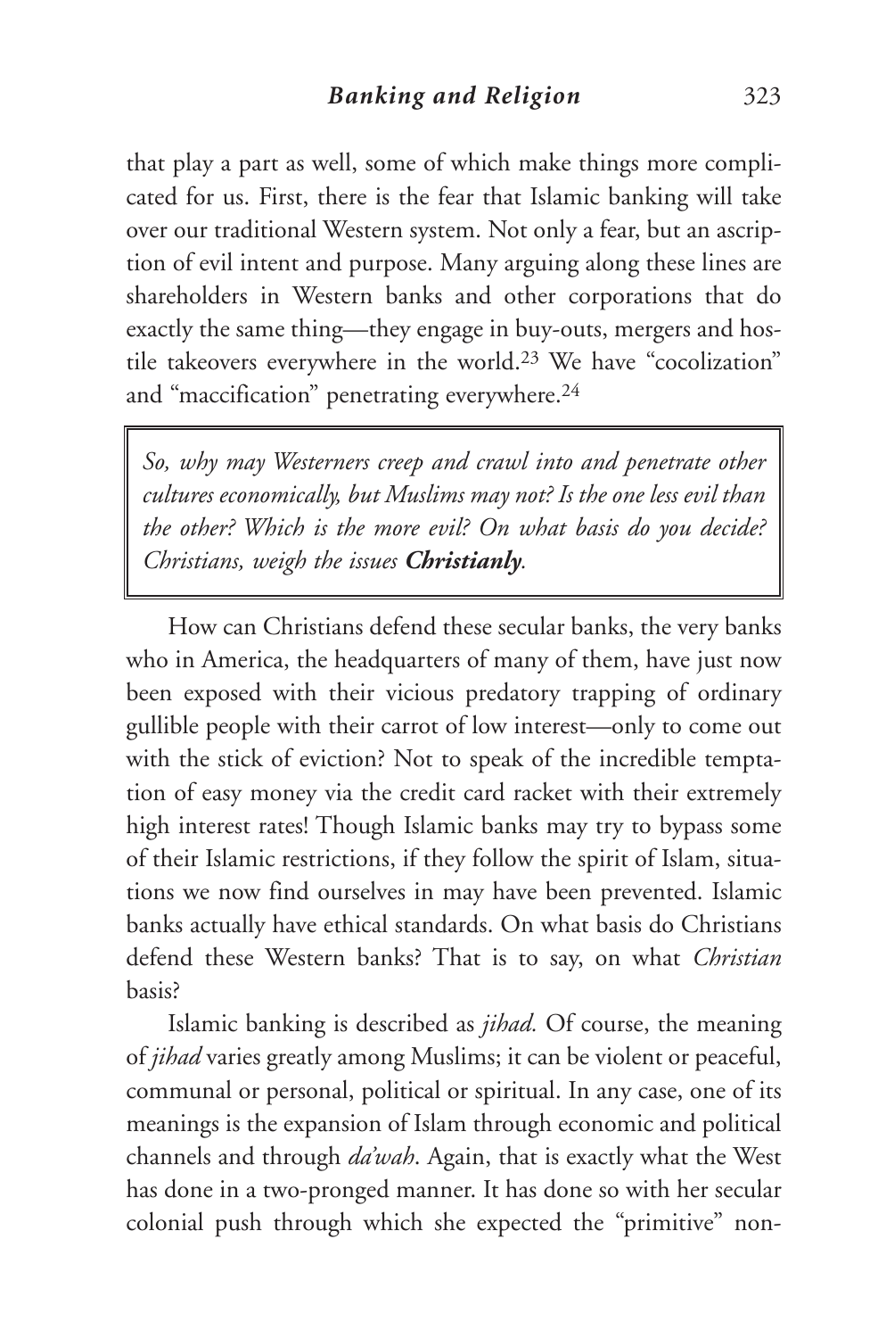that play a part as well, some of which make things more complicated for us. First, there is the fear that Islamic banking will take over our traditional Western system. Not only a fear, but an ascription of evil intent and purpose. Many arguing along these lines are shareholders in Western banks and other corporations that do exactly the same thing—they engage in buy-outs, mergers and hostile takeovers everywhere in the world.[23] We have "cocolization" and "maccification" penetrating everywhere.[24]

> *So, why may Westerners creep and crawl into and penetrate other cultures economically, but Muslims may not? Is the one less evil than the other? Which is the more evil? On what basis do you decide? Christians, weigh the issues* ***Christianly****.*

How can Christians defend these secular banks, the very banks who in America, the headquarters of many of them, have just now been exposed with their vicious predatory trapping of ordinary gullible people with their carrot of low interest—only to come out with the stick of eviction? Not to speak of the incredible temptation of easy money via the credit card racket with their extremely high interest rates! Though Islamic banks may try to bypass some of their Islamic restrictions, if they follow the spirit of Islam, situations we now find ourselves in may have been prevented. Islamic banks actually have ethical standards. On what basis do Christians defend these Western banks? That is to say, on what *Christian* basis?

Islamic banking is described as *jihad.* Of course, the meaning of *jihad* varies greatly among Muslims; it can be violent or peaceful, communal or personal, political or spiritual. In any case, one of its meanings is the expansion of Islam through economic and political channels and through *da'wah*. Again, that is exactly what the West has done in a two-pronged manner. It has done so with her secular colonial push through which she expected the "primitive" non-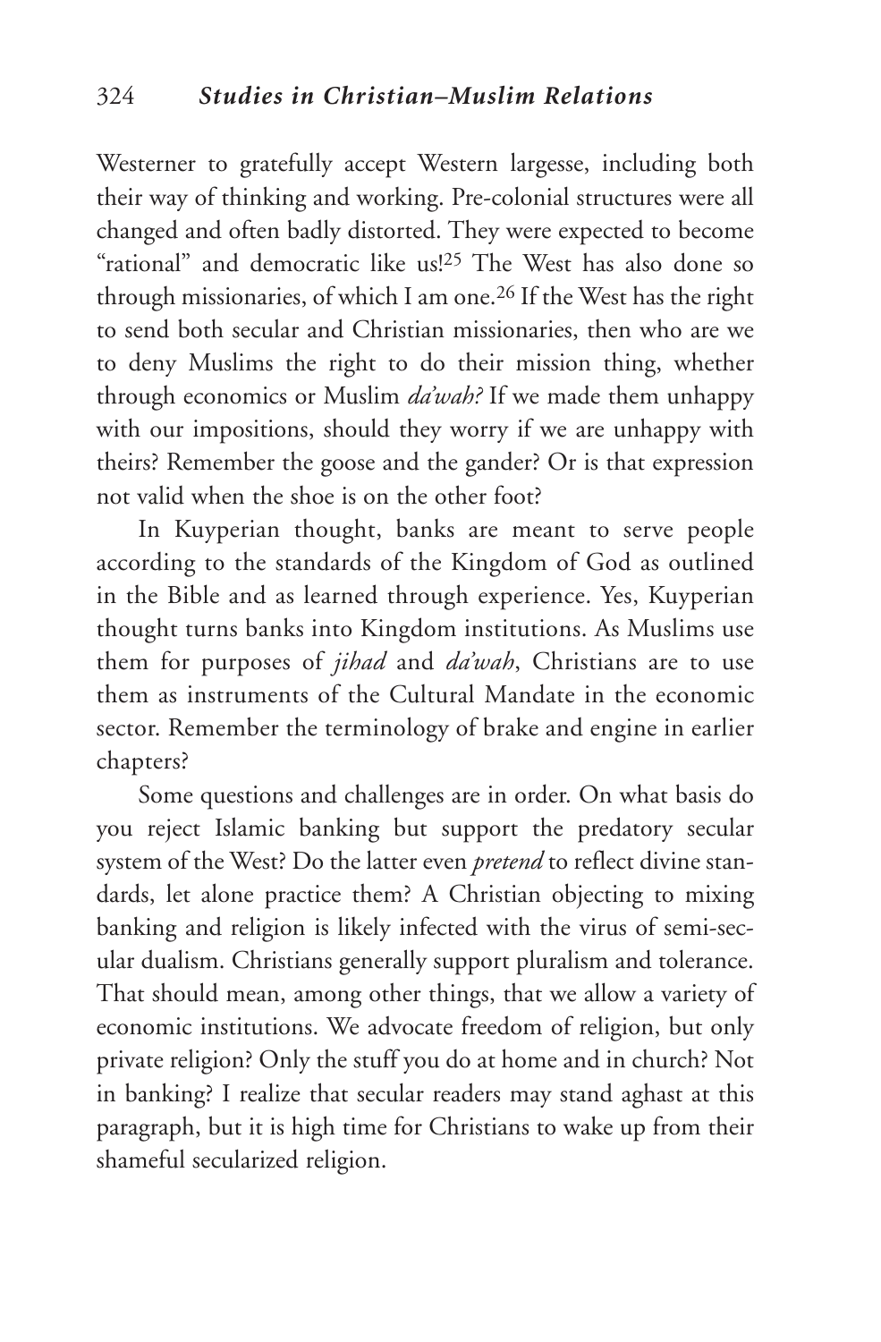Westerner to gratefully accept Western largesse, including both their way of thinking and working. Pre-colonial structures were all changed and often badly distorted. They were expected to become "rational" and democratic like us![25] The West has also done so through missionaries, of which I am one.[26] If the West has the right to send both secular and Christian missionaries, then who are we to deny Muslims the right to do their mission thing, whether through economics or Muslim *da'wah?* If we made them unhappy with our impositions, should they worry if we are unhappy with theirs? Remember the goose and the gander? Or is that expression not valid when the shoe is on the other foot?

In Kuyperian thought, banks are meant to serve people according to the standards of the Kingdom of God as outlined in the Bible and as learned through experience. Yes, Kuyperian thought turns banks into Kingdom institutions. As Muslims use them for purposes of *jihad* and *da'wah*, Christians are to use them as instruments of the Cultural Mandate in the economic sector. Remember the terminology of brake and engine in earlier chapters?

Some questions and challenges are in order. On what basis do you reject Islamic banking but support the predatory secular system of the West? Do the latter even *pretend* to reflect divine standards, let alone practice them? A Christian objecting to mixing banking and religion is likely infected with the virus of semi-secular dualism. Christians generally support pluralism and tolerance. That should mean, among other things, that we allow a variety of economic institutions. We advocate freedom of religion, but only private religion? Only the stuff you do at home and in church? Not in banking? I realize that secular readers may stand aghast at this paragraph, but it is high time for Christians to wake up from their shameful secularized religion.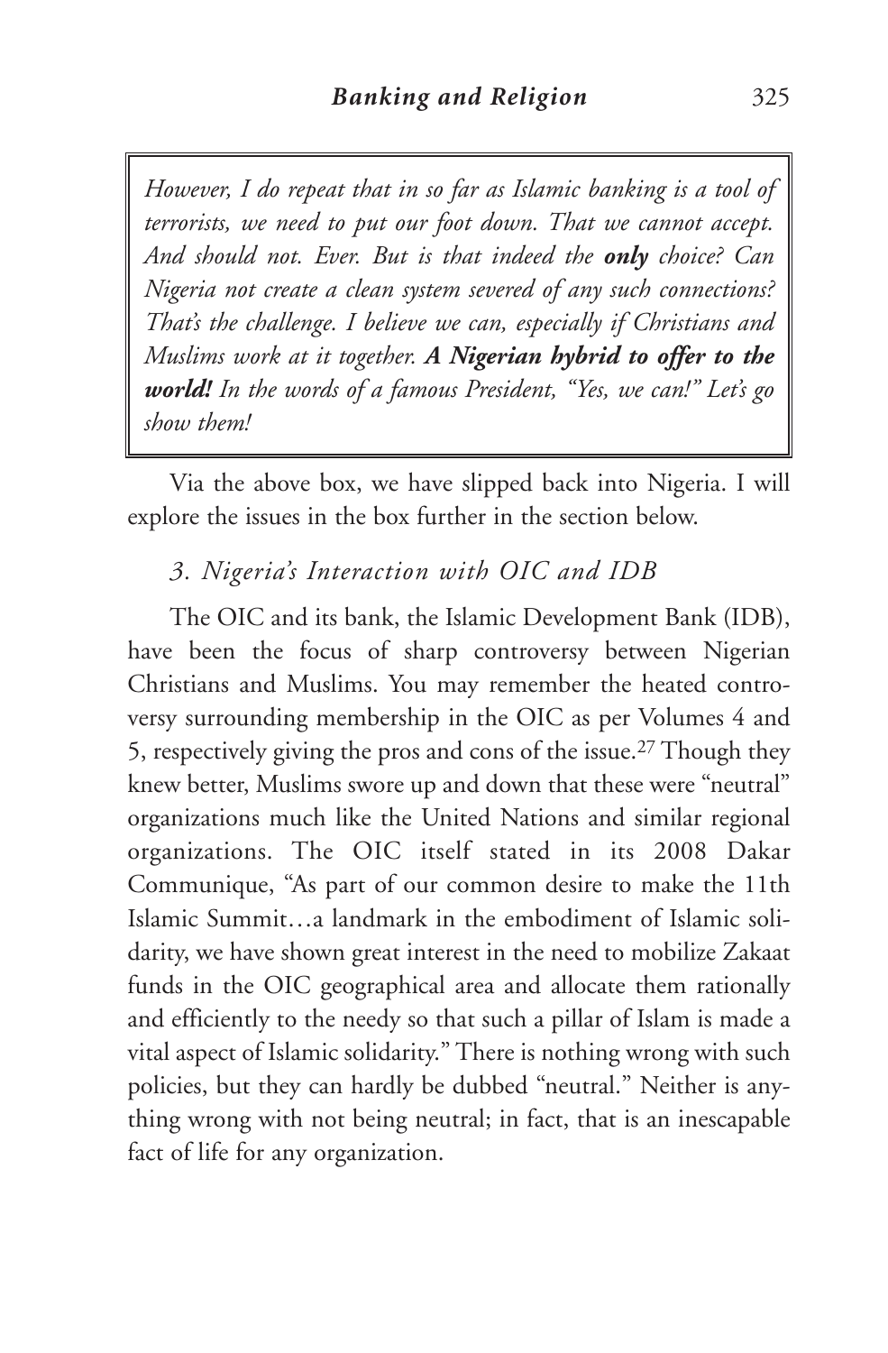*However, I do repeat that in so far as Islamic banking is a tool of terrorists, we need to put our foot down. That we cannot accept. And should not. Ever. But is that indeed the* ***only*** *choice? Can Nigeria not create a clean system severed of any such connections? That's the challenge. I believe we can, especially if Christians and Muslims work at it together.* ***A Nigerian hybrid to offer to the world!*** *In the words of a famous President, "Yes, we can!" Let's go show them!*

Via the above box, we have slipped back into Nigeria. I will explore the issues in the box further in the section below.

### *3. Nigeria's Interaction with OIC and IDB*

The OIC and its bank, the Islamic Development Bank (IDB), have been the focus of sharp controversy between Nigerian Christians and Muslims. You may remember the heated controversy surrounding membership in the OIC as per Volumes 4 and 5, respectively giving the pros and cons of the issue.[27] Though they knew better, Muslims swore up and down that these were "neutral" organizations much like the United Nations and similar regional organizations. The OIC itself stated in its 2008 Dakar Communique, "As part of our common desire to make the 11th Islamic Summit…a landmark in the embodiment of Islamic solidarity, we have shown great interest in the need to mobilize Zakaat funds in the OIC geographical area and allocate them rationally and efficiently to the needy so that such a pillar of Islam is made a vital aspect of Islamic solidarity." There is nothing wrong with such policies, but they can hardly be dubbed "neutral." Neither is anything wrong with not being neutral; in fact, that is an inescapable fact of life for any organization.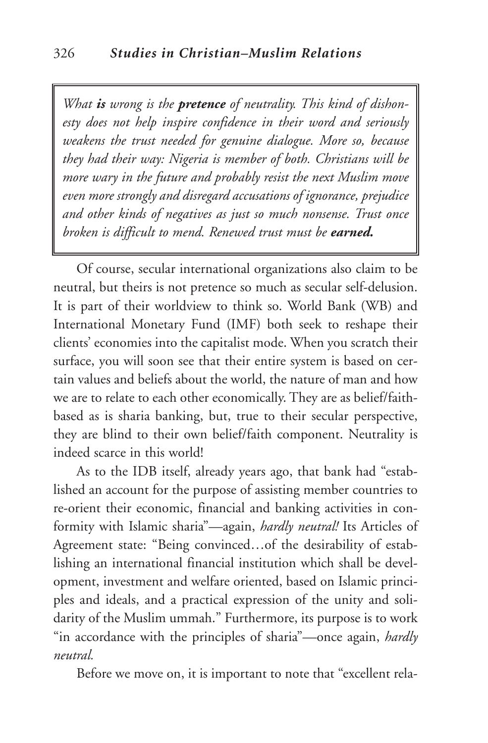> *What **is** wrong is the **pretence** of neutrality. This kind of dishonesty does not help inspire confidence in their word and seriously weakens the trust needed for genuine dialogue. More so, because they had their way: Nigeria is member of both. Christians will be more wary in the future and probably resist the next Muslim move even more strongly and disregard accusations of ignorance, prejudice and other kinds of negatives as just so much nonsense. Trust once broken is difficult to mend. Renewed trust must be **earned.***

Of course, secular international organizations also claim to be neutral, but theirs is not pretence so much as secular self-delusion. It is part of their worldview to think so. World Bank (WB) and International Monetary Fund (IMF) both seek to reshape their clients' economies into the capitalist mode. When you scratch their surface, you will soon see that their entire system is based on certain values and beliefs about the world, the nature of man and how we are to relate to each other economically. They are as belief/faith-based as is sharia banking, but, true to their secular perspective, they are blind to their own belief/faith component. Neutrality is indeed scarce in this world!

As to the IDB itself, already years ago, that bank had "established an account for the purpose of assisting member countries to re-orient their economic, financial and banking activities in conformity with Islamic sharia"—again, *hardly neutral!* Its Articles of Agreement state: "Being convinced…of the desirability of establishing an international financial institution which shall be development, investment and welfare oriented, based on Islamic principles and ideals, and a practical expression of the unity and solidarity of the Muslim ummah." Furthermore, its purpose is to work "in accordance with the principles of sharia"—once again, *hardly neutral.*

Before we move on, it is important to note that "excellent rela-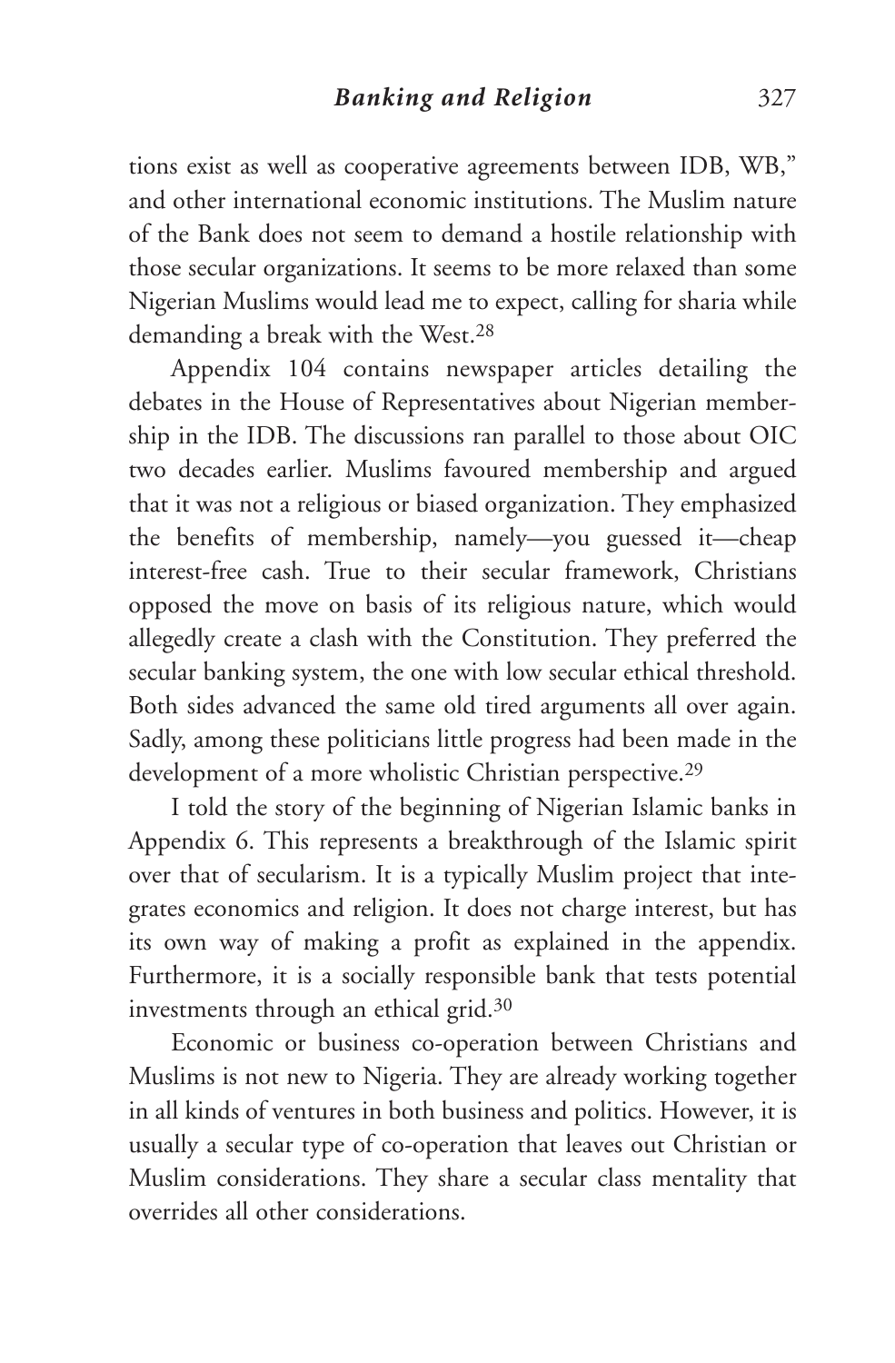tions exist as well as cooperative agreements between IDB, WB," and other international economic institutions. The Muslim nature of the Bank does not seem to demand a hostile relationship with those secular organizations. It seems to be more relaxed than some Nigerian Muslims would lead me to expect, calling for sharia while demanding a break with the West.[28]

Appendix 104 contains newspaper articles detailing the debates in the House of Representatives about Nigerian membership in the IDB. The discussions ran parallel to those about OIC two decades earlier. Muslims favoured membership and argued that it was not a religious or biased organization. They emphasized the benefits of membership, namely—you guessed it—cheap interest-free cash. True to their secular framework, Christians opposed the move on basis of its religious nature, which would allegedly create a clash with the Constitution. They preferred the secular banking system, the one with low secular ethical threshold. Both sides advanced the same old tired arguments all over again. Sadly, among these politicians little progress had been made in the development of a more wholistic Christian perspective.[29]

I told the story of the beginning of Nigerian Islamic banks in Appendix 6. This represents a breakthrough of the Islamic spirit over that of secularism. It is a typically Muslim project that integrates economics and religion. It does not charge interest, but has its own way of making a profit as explained in the appendix. Furthermore, it is a socially responsible bank that tests potential investments through an ethical grid.[30]

Economic or business co-operation between Christians and Muslims is not new to Nigeria. They are already working together in all kinds of ventures in both business and politics. However, it is usually a secular type of co-operation that leaves out Christian or Muslim considerations. They share a secular class mentality that overrides all other considerations.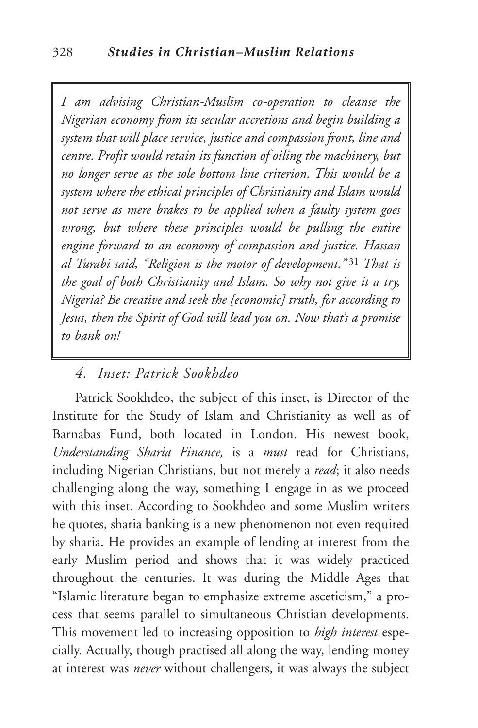*I am advising Christian-Muslim co-operation to cleanse the Nigerian economy from its secular accretions and begin building a system that will place service, justice and compassion front, line and centre. Profit would retain its function of oiling the machinery, but no longer serve as the sole bottom line criterion. This would be a system where the ethical principles of Christianity and Islam would not serve as mere brakes to be applied when a faulty system goes wrong, but where these principles would be pulling the entire engine forward to an economy of compassion and justice. Hassan al-Turabi said, "Religion is the motor of development."*[31] *That is the goal of both Christianity and Islam. So why not give it a try, Nigeria? Be creative and seek the [economic] truth, for according to Jesus, then the Spirit of God will lead you on. Now that's a promise to bank on!*

### *4. Inset: Patrick Sookhdeo*

Patrick Sookhdeo, the subject of this inset, is Director of the Institute for the Study of Islam and Christianity as well as of Barnabas Fund, both located in London. His newest book, *Understanding Sharia Finance,* is a *must* read for Christians, including Nigerian Christians, but not merely a *read*; it also needs challenging along the way, something I engage in as we proceed with this inset. According to Sookhdeo and some Muslim writers he quotes, sharia banking is a new phenomenon not even required by sharia. He provides an example of lending at interest from the early Muslim period and shows that it was widely practiced throughout the centuries. It was during the Middle Ages that "Islamic literature began to emphasize extreme asceticism," a process that seems parallel to simultaneous Christian developments. This movement led to increasing opposition to *high interest* especially. Actually, though practised all along the way, lending money at interest was *never* without challengers, it was always the subject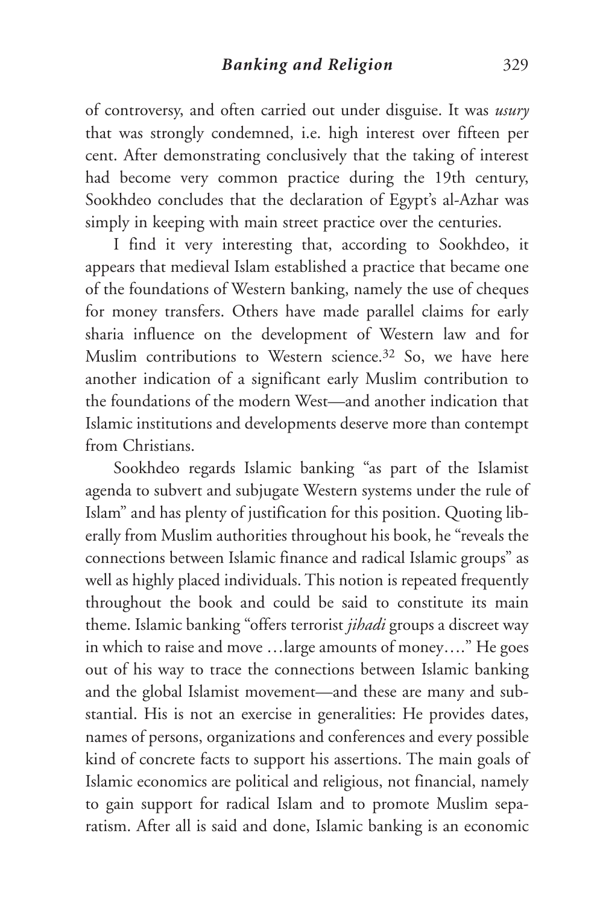of controversy, and often carried out under disguise. It was *usury* that was strongly condemned, i.e. high interest over fifteen per cent. After demonstrating conclusively that the taking of interest had become very common practice during the 19th century, Sookhdeo concludes that the declaration of Egypt's al-Azhar was simply in keeping with main street practice over the centuries.

I find it very interesting that, according to Sookhdeo, it appears that medieval Islam established a practice that became one of the foundations of Western banking, namely the use of cheques for money transfers. Others have made parallel claims for early sharia influence on the development of Western law and for Muslim contributions to Western science.[32] So, we have here another indication of a significant early Muslim contribution to the foundations of the modern West—and another indication that Islamic institutions and developments deserve more than contempt from Christians.

Sookhdeo regards Islamic banking "as part of the Islamist agenda to subvert and subjugate Western systems under the rule of Islam" and has plenty of justification for this position. Quoting liberally from Muslim authorities throughout his book, he "reveals the connections between Islamic finance and radical Islamic groups" as well as highly placed individuals. This notion is repeated frequently throughout the book and could be said to constitute its main theme. Islamic banking "offers terrorist *jihadi* groups a discreet way in which to raise and move …large amounts of money…." He goes out of his way to trace the connections between Islamic banking and the global Islamist movement—and these are many and substantial. His is not an exercise in generalities: He provides dates, names of persons, organizations and conferences and every possible kind of concrete facts to support his assertions. The main goals of Islamic economics are political and religious, not financial, namely to gain support for radical Islam and to promote Muslim separatism. After all is said and done, Islamic banking is an economic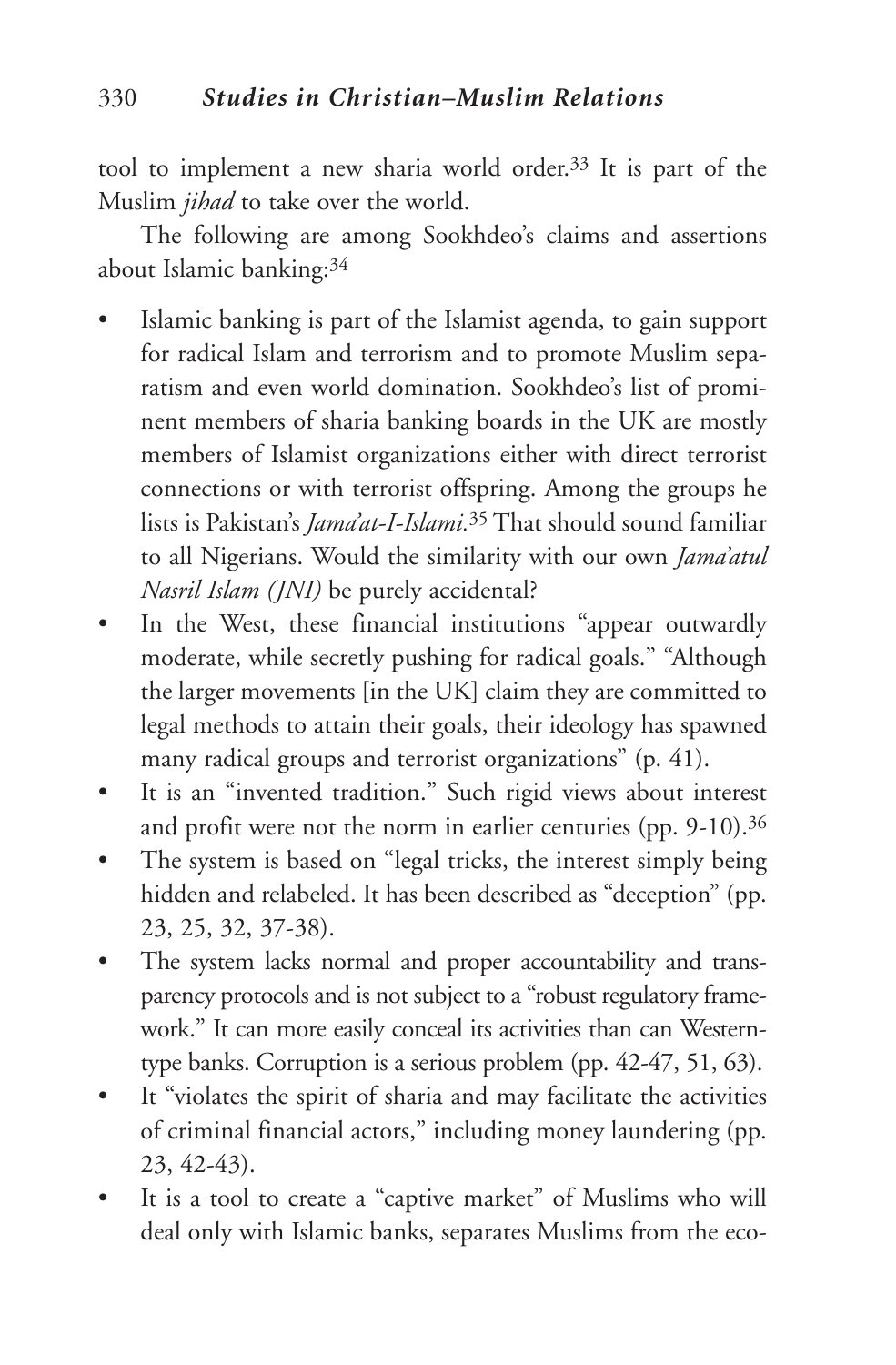tool to implement a new sharia world order.[33] It is part of the Muslim *jihad* to take over the world.

The following are among Sookhdeo's claims and assertions about Islamic banking:[34]

- Islamic banking is part of the Islamist agenda, to gain support for radical Islam and terrorism and to promote Muslim separatism and even world domination. Sookhdeo's list of prominent members of sharia banking boards in the UK are mostly members of Islamist organizations either with direct terrorist connections or with terrorist offspring. Among the groups he lists is Pakistan's *Jama'at-I-Islami*.[35] That should sound familiar to all Nigerians. Would the similarity with our own *Jama'atul Nasril Islam (JNI)* be purely accidental?
- In the West, these financial institutions "appear outwardly moderate, while secretly pushing for radical goals." "Although the larger movements [in the UK] claim they are committed to legal methods to attain their goals, their ideology has spawned many radical groups and terrorist organizations" (p. 41).
- It is an "invented tradition." Such rigid views about interest and profit were not the norm in earlier centuries (pp. 9-10).[36]
- The system is based on "legal tricks, the interest simply being hidden and relabeled. It has been described as "deception" (pp. 23, 25, 32, 37-38).
- The system lacks normal and proper accountability and transparency protocols and is not subject to a "robust regulatory framework." It can more easily conceal its activities than can Western-type banks. Corruption is a serious problem (pp. 42-47, 51, 63).
- It "violates the spirit of sharia and may facilitate the activities of criminal financial actors," including money laundering (pp. 23, 42-43).
- It is a tool to create a "captive market" of Muslims who will deal only with Islamic banks, separates Muslims from the eco-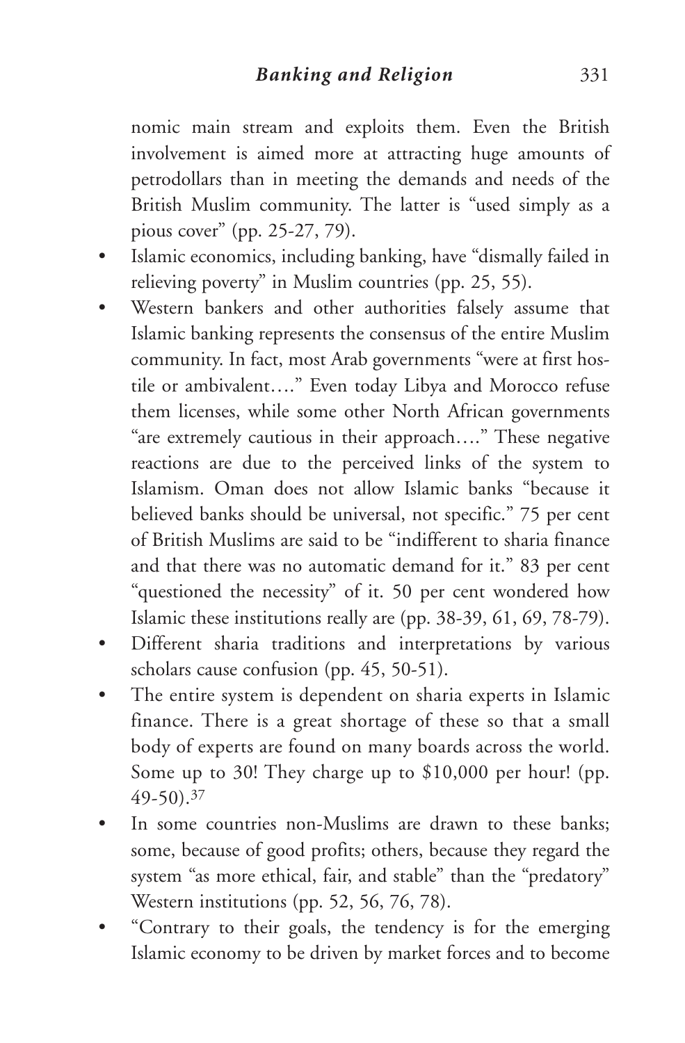nomic main stream and exploits them. Even the British involvement is aimed more at attracting huge amounts of petrodollars than in meeting the demands and needs of the British Muslim community. The latter is "used simply as a pious cover" (pp. 25-27, 79).

- Islamic economics, including banking, have "dismally failed in relieving poverty" in Muslim countries (pp. 25, 55).
- Western bankers and other authorities falsely assume that Islamic banking represents the consensus of the entire Muslim community. In fact, most Arab governments "were at first hostile or ambivalent…." Even today Libya and Morocco refuse them licenses, while some other North African governments "are extremely cautious in their approach…." These negative reactions are due to the perceived links of the system to Islamism. Oman does not allow Islamic banks "because it believed banks should be universal, not specific." 75 per cent of British Muslims are said to be "indifferent to sharia finance and that there was no automatic demand for it." 83 per cent "questioned the necessity" of it. 50 per cent wondered how Islamic these institutions really are (pp. 38-39, 61, 69, 78-79).
- Different sharia traditions and interpretations by various scholars cause confusion (pp. 45, 50-51).
- The entire system is dependent on sharia experts in Islamic finance. There is a great shortage of these so that a small body of experts are found on many boards across the world. Some up to 30! They charge up to $10,000 per hour! (pp. 49-50).[37]
- In some countries non-Muslims are drawn to these banks; some, because of good profits; others, because they regard the system "as more ethical, fair, and stable" than the "predatory" Western institutions (pp. 52, 56, 76, 78).
- "Contrary to their goals, the tendency is for the emerging Islamic economy to be driven by market forces and to become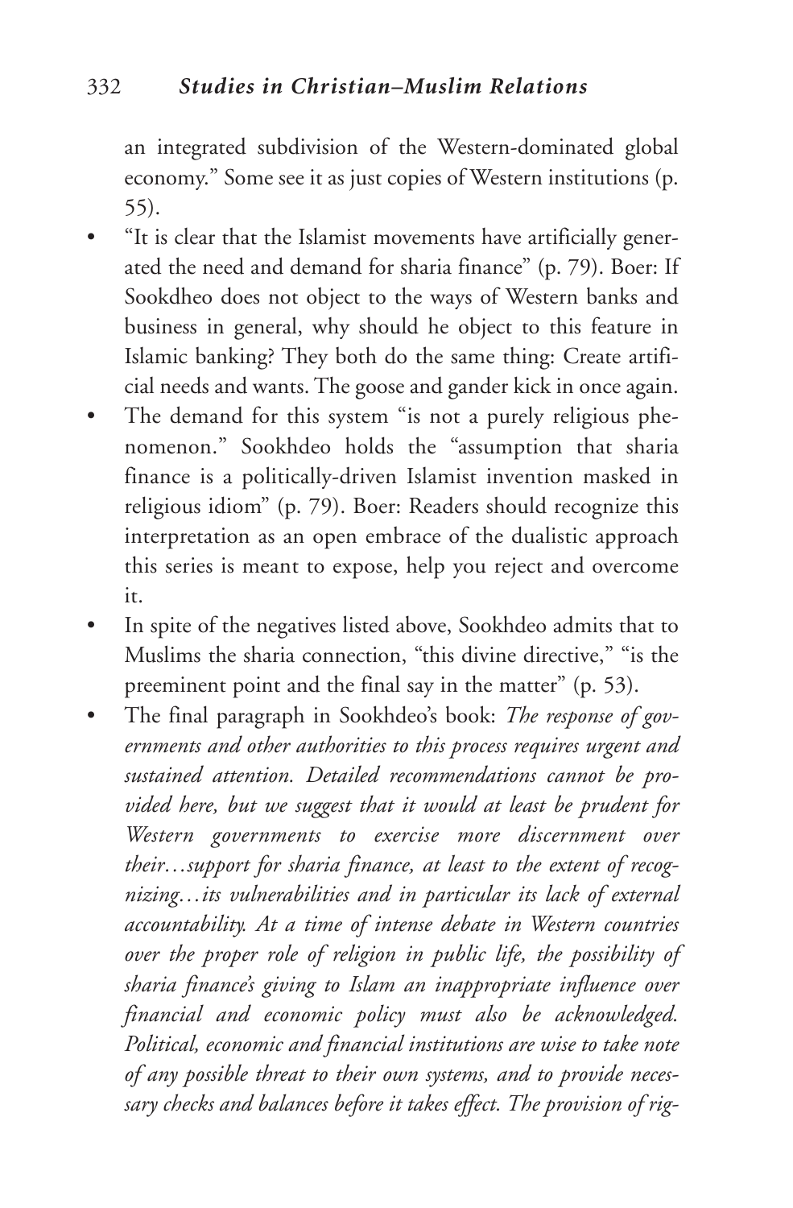an integrated subdivision of the Western-dominated global economy." Some see it as just copies of Western institutions (p. 55).

- "It is clear that the Islamist movements have artificially generated the need and demand for sharia finance" (p. 79). Boer: If Sookdheo does not object to the ways of Western banks and business in general, why should he object to this feature in Islamic banking? They both do the same thing: Create artificial needs and wants. The goose and gander kick in once again.
- The demand for this system "is not a purely religious phenomenon." Sookhdeo holds the "assumption that sharia finance is a politically-driven Islamist invention masked in religious idiom" (p. 79). Boer: Readers should recognize this interpretation as an open embrace of the dualistic approach this series is meant to expose, help you reject and overcome it.
- In spite of the negatives listed above, Sookhdeo admits that to Muslims the sharia connection, "this divine directive," "is the preeminent point and the final say in the matter" (p. 53).
- The final paragraph in Sookhdeo's book: *The response of governments and other authorities to this process requires urgent and sustained attention. Detailed recommendations cannot be provided here, but we suggest that it would at least be prudent for Western governments to exercise more discernment over their…support for sharia finance, at least to the extent of recognizing…its vulnerabilities and in particular its lack of external accountability. At a time of intense debate in Western countries over the proper role of religion in public life, the possibility of sharia finance's giving to Islam an inappropriate influence over financial and economic policy must also be acknowledged. Political, economic and financial institutions are wise to take note of any possible threat to their own systems, and to provide necessary checks and balances before it takes effect. The provision of rig-*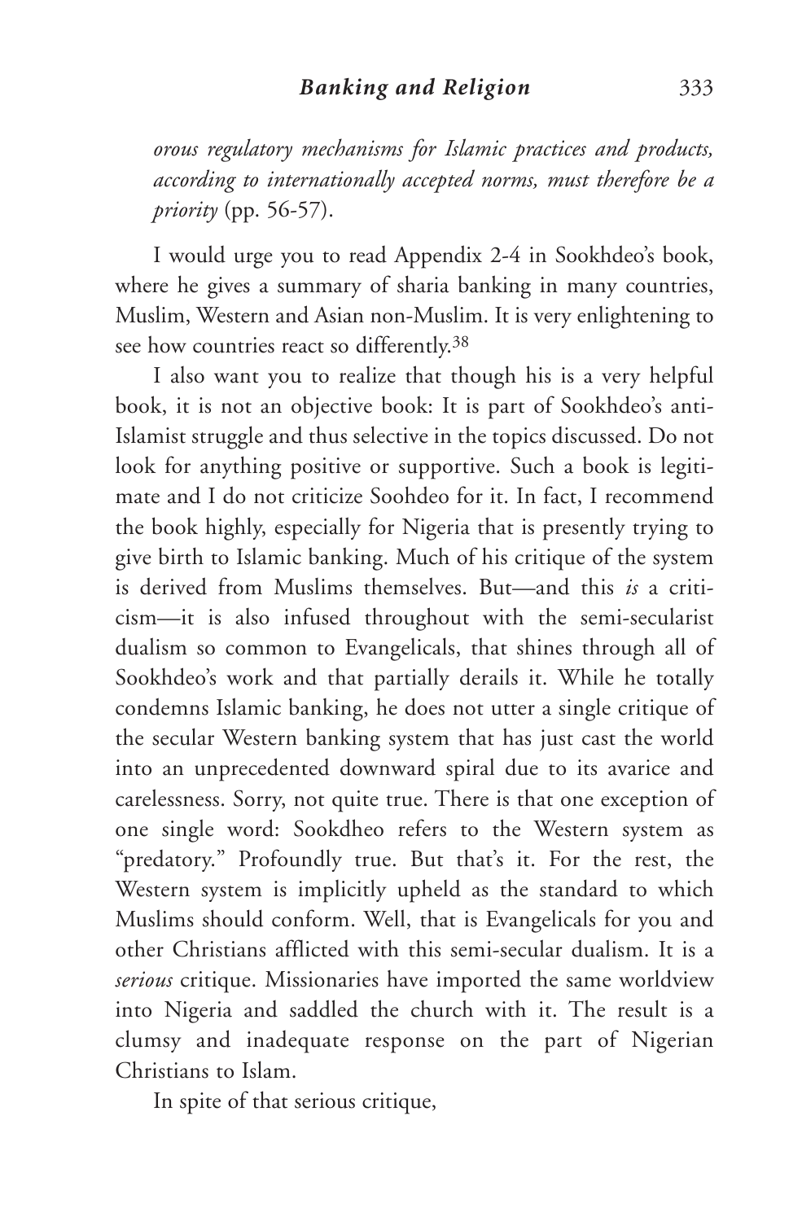*orous regulatory mechanisms for Islamic practices and products, according to internationally accepted norms, must therefore be a priority* (pp. 56-57).

I would urge you to read Appendix 2-4 in Sookhdeo's book, where he gives a summary of sharia banking in many countries, Muslim, Western and Asian non-Muslim. It is very enlightening to see how countries react so differently.[38]

I also want you to realize that though his is a very helpful book, it is not an objective book: It is part of Sookhdeo's anti-Islamist struggle and thus selective in the topics discussed. Do not look for anything positive or supportive. Such a book is legitimate and I do not criticize Soohdeo for it. In fact, I recommend the book highly, especially for Nigeria that is presently trying to give birth to Islamic banking. Much of his critique of the system is derived from Muslims themselves. But—and this *is* a criticism—it is also infused throughout with the semi-secularist dualism so common to Evangelicals, that shines through all of Sookhdeo's work and that partially derails it. While he totally condemns Islamic banking, he does not utter a single critique of the secular Western banking system that has just cast the world into an unprecedented downward spiral due to its avarice and carelessness. Sorry, not quite true. There is that one exception of one single word: Sookdheo refers to the Western system as "predatory." Profoundly true. But that's it. For the rest, the Western system is implicitly upheld as the standard to which Muslims should conform. Well, that is Evangelicals for you and other Christians afflicted with this semi-secular dualism. It is a *serious* critique. Missionaries have imported the same worldview into Nigeria and saddled the church with it. The result is a clumsy and inadequate response on the part of Nigerian Christians to Islam.

In spite of that serious critique,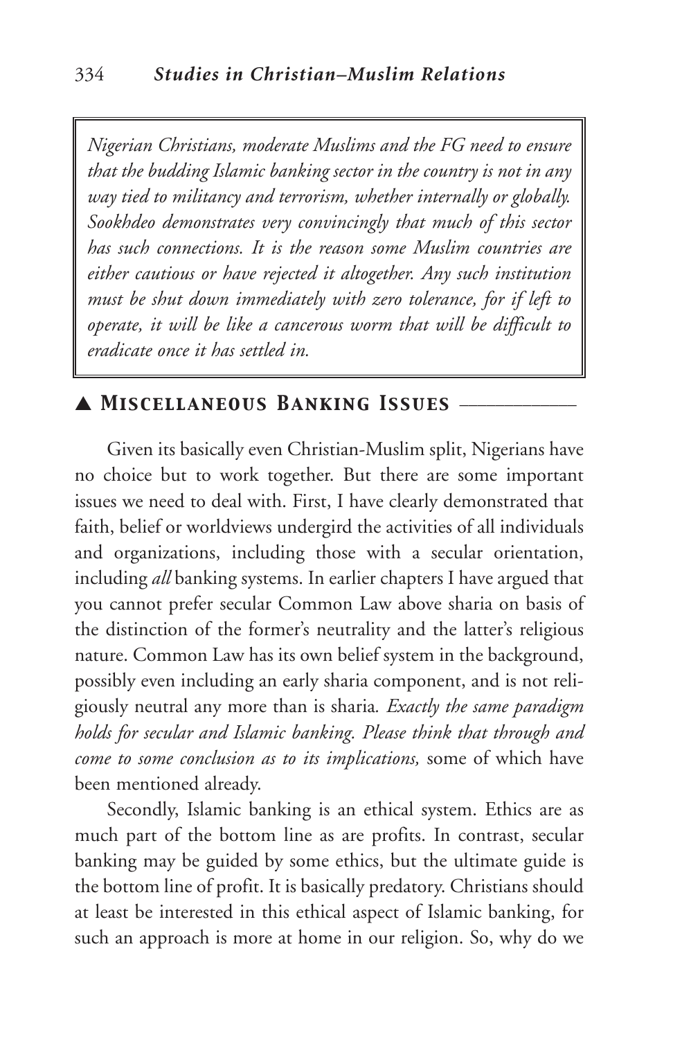> *Nigerian Christians, moderate Muslims and the FG need to ensure that the budding Islamic banking sector in the country is not in any way tied to militancy and terrorism, whether internally or globally. Sookhdeo demonstrates very convincingly that much of this sector has such connections. It is the reason some Muslim countries are either cautious or have rejected it altogether. Any such institution must be shut down immediately with zero tolerance, for if left to operate, it will be like a cancerous worm that will be difficult to eradicate once it has settled in.*

## ▲ *Miscellaneous Banking Issues*

Given its basically even Christian-Muslim split, Nigerians have no choice but to work together. But there are some important issues we need to deal with. First, I have clearly demonstrated that faith, belief or worldviews undergird the activities of all individuals and organizations, including those with a secular orientation, including *all* banking systems. In earlier chapters I have argued that you cannot prefer secular Common Law above sharia on basis of the distinction of the former's neutrality and the latter's religious nature. Common Law has its own belief system in the background, possibly even including an early sharia component, and is not religiously neutral any more than is sharia. *Exactly the same paradigm holds for secular and Islamic banking. Please think that through and come to some conclusion as to its implications,* some of which have been mentioned already.

Secondly, Islamic banking is an ethical system. Ethics are as much part of the bottom line as are profits. In contrast, secular banking may be guided by some ethics, but the ultimate guide is the bottom line of profit. It is basically predatory. Christians should at least be interested in this ethical aspect of Islamic banking, for such an approach is more at home in our religion. So, why do we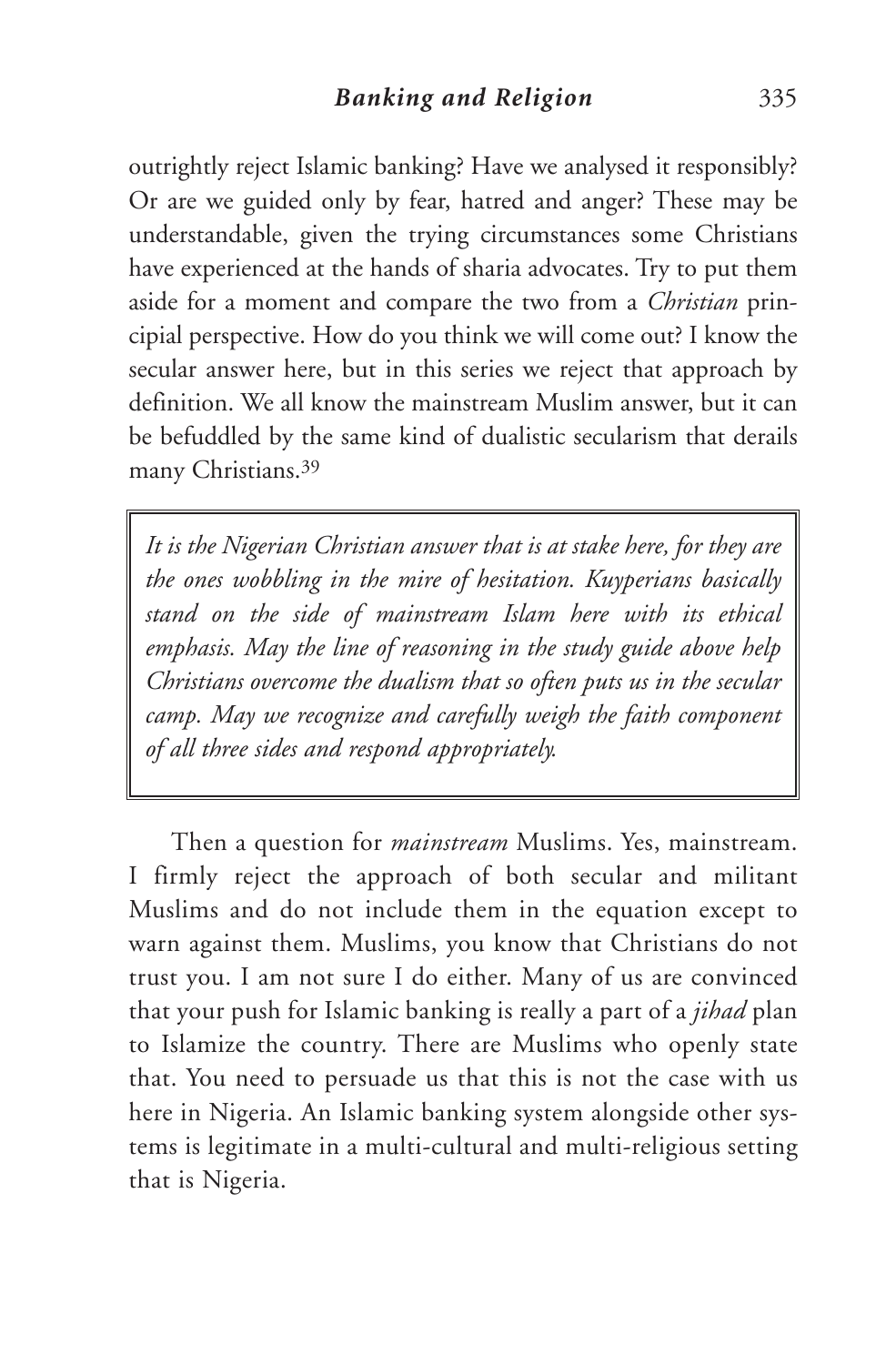outrightly reject Islamic banking? Have we analysed it responsibly? Or are we guided only by fear, hatred and anger? These may be understandable, given the trying circumstances some Christians have experienced at the hands of sharia advocates. Try to put them aside for a moment and compare the two from a *Christian* principial perspective. How do you think we will come out? I know the secular answer here, but in this series we reject that approach by definition. We all know the mainstream Muslim answer, but it can be befuddled by the same kind of dualistic secularism that derails many Christians.[39]

> *It is the Nigerian Christian answer that is at stake here, for they are the ones wobbling in the mire of hesitation. Kuyperians basically stand on the side of mainstream Islam here with its ethical emphasis. May the line of reasoning in the study guide above help Christians overcome the dualism that so often puts us in the secular camp. May we recognize and carefully weigh the faith component of all three sides and respond appropriately.*

Then a question for *mainstream* Muslims. Yes, mainstream. I firmly reject the approach of both secular and militant Muslims and do not include them in the equation except to warn against them. Muslims, you know that Christians do not trust you. I am not sure I do either. Many of us are convinced that your push for Islamic banking is really a part of a *jihad* plan to Islamize the country. There are Muslims who openly state that. You need to persuade us that this is not the case with us here in Nigeria. An Islamic banking system alongside other systems is legitimate in a multi-cultural and multi-religious setting that is Nigeria.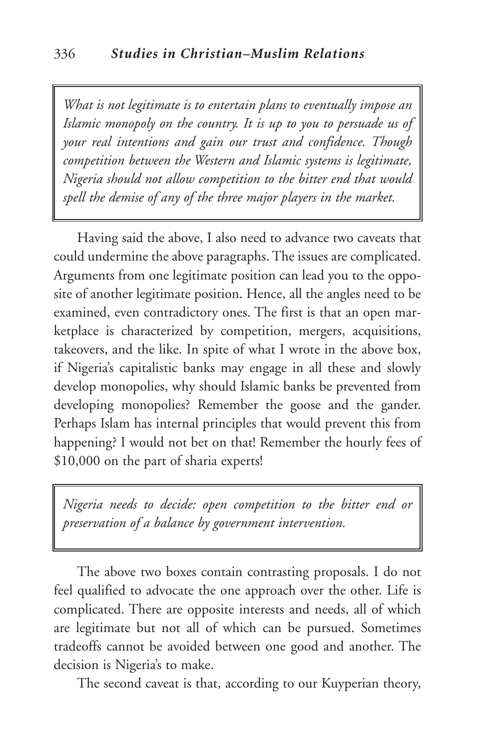> *What is not legitimate is to entertain plans to eventually impose an Islamic monopoly on the country. It is up to you to persuade us of your real intentions and gain our trust and confidence. Though competition between the Western and Islamic systems is legitimate, Nigeria should not allow competition to the bitter end that would spell the demise of any of the three major players in the market.*

Having said the above, I also need to advance two caveats that could undermine the above paragraphs. The issues are complicated. Arguments from one legitimate position can lead you to the opposite of another legitimate position. Hence, all the angles need to be examined, even contradictory ones. The first is that an open marketplace is characterized by competition, mergers, acquisitions, takeovers, and the like. In spite of what I wrote in the above box, if Nigeria's capitalistic banks may engage in all these and slowly develop monopolies, why should Islamic banks be prevented from developing monopolies? Remember the goose and the gander. Perhaps Islam has internal principles that would prevent this from happening? I would not bet on that! Remember the hourly fees of $10,000 on the part of sharia experts!

> *Nigeria needs to decide: open competition to the bitter end or preservation of a balance by government intervention.*

The above two boxes contain contrasting proposals. I do not feel qualified to advocate the one approach over the other. Life is complicated. There are opposite interests and needs, all of which are legitimate but not all of which can be pursued. Sometimes tradeoffs cannot be avoided between one good and another. The decision is Nigeria's to make.

The second caveat is that, according to our Kuyperian theory,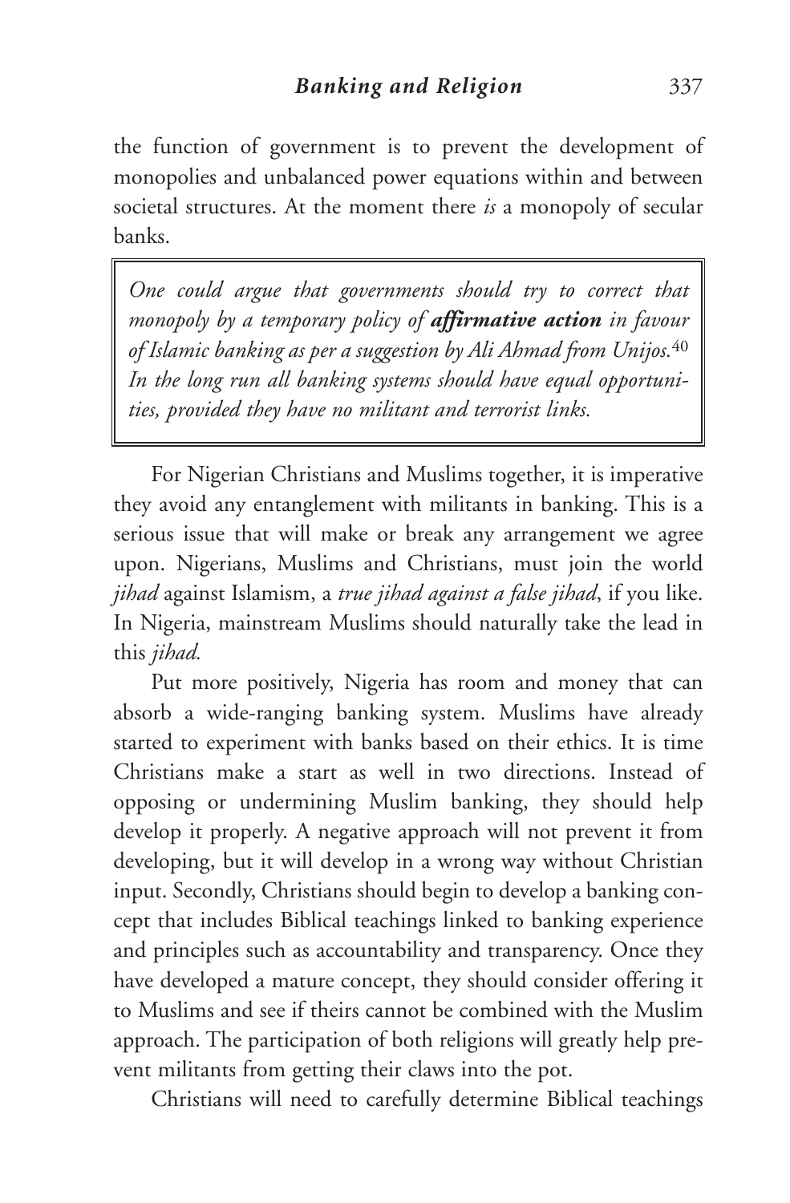the function of government is to prevent the development of monopolies and unbalanced power equations within and between societal structures. At the moment there *is* a monopoly of secular banks.

> *One could argue that governments should try to correct that monopoly by a temporary policy of **affirmative action** in favour of Islamic banking as per a suggestion by Ali Ahmad from Unijos.*[40] *In the long run all banking systems should have equal opportunities, provided they have no militant and terrorist links.*

For Nigerian Christians and Muslims together, it is imperative they avoid any entanglement with militants in banking. This is a serious issue that will make or break any arrangement we agree upon. Nigerians, Muslims and Christians, must join the world *jihad* against Islamism, a *true jihad against a false jihad*, if you like. In Nigeria, mainstream Muslims should naturally take the lead in this *jihad.*

Put more positively, Nigeria has room and money that can absorb a wide-ranging banking system. Muslims have already started to experiment with banks based on their ethics. It is time Christians make a start as well in two directions. Instead of opposing or undermining Muslim banking, they should help develop it properly. A negative approach will not prevent it from developing, but it will develop in a wrong way without Christian input. Secondly, Christians should begin to develop a banking concept that includes Biblical teachings linked to banking experience and principles such as accountability and transparency. Once they have developed a mature concept, they should consider offering it to Muslims and see if theirs cannot be combined with the Muslim approach. The participation of both religions will greatly help prevent militants from getting their claws into the pot.

Christians will need to carefully determine Biblical teachings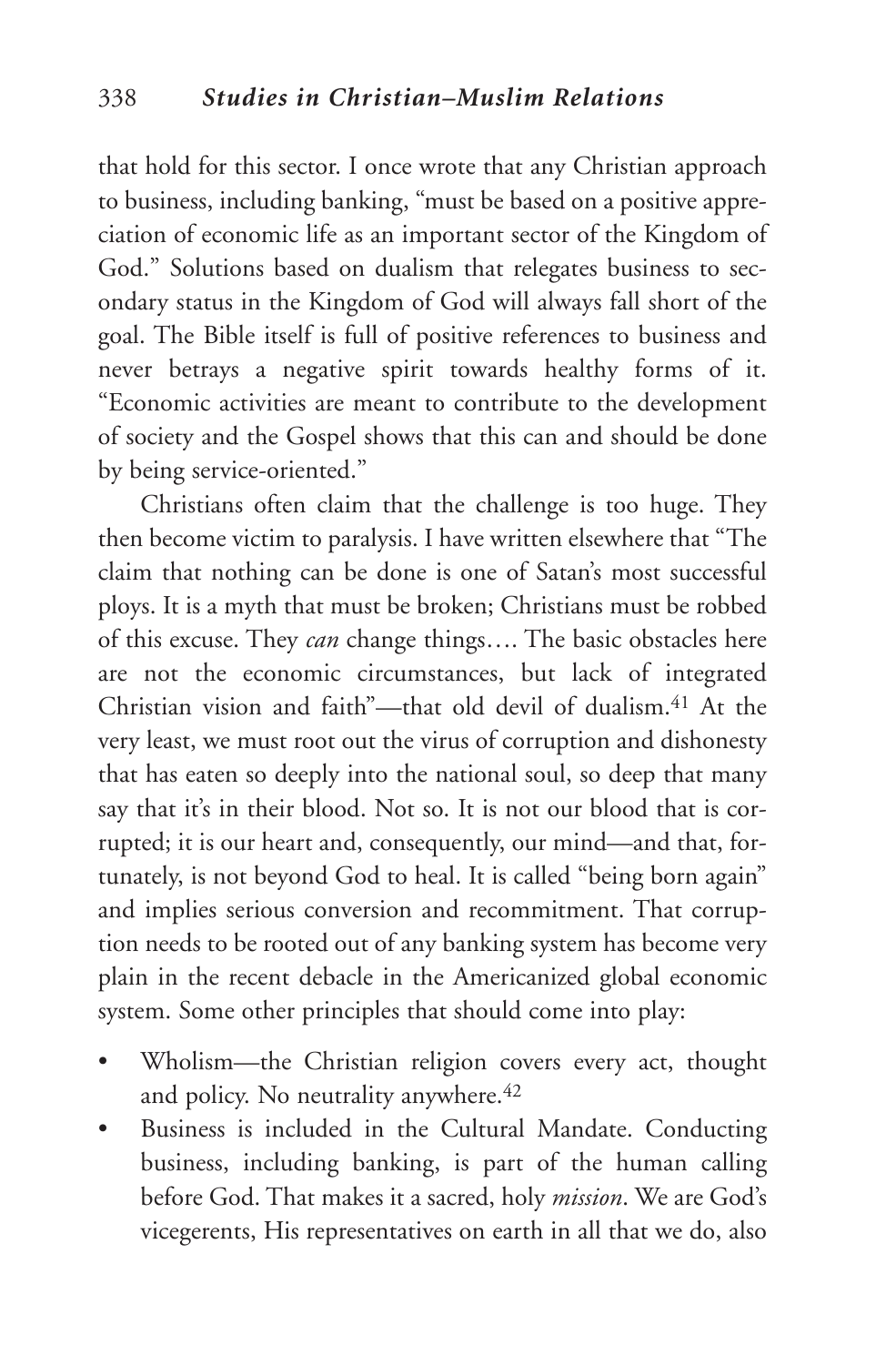that hold for this sector. I once wrote that any Christian approach to business, including banking, "must be based on a positive appreciation of economic life as an important sector of the Kingdom of God." Solutions based on dualism that relegates business to secondary status in the Kingdom of God will always fall short of the goal. The Bible itself is full of positive references to business and never betrays a negative spirit towards healthy forms of it. "Economic activities are meant to contribute to the development of society and the Gospel shows that this can and should be done by being service-oriented."

Christians often claim that the challenge is too huge. They then become victim to paralysis. I have written elsewhere that "The claim that nothing can be done is one of Satan's most successful ploys. It is a myth that must be broken; Christians must be robbed of this excuse. They *can* change things…. The basic obstacles here are not the economic circumstances, but lack of integrated Christian vision and faith"—that old devil of dualism.[41] At the very least, we must root out the virus of corruption and dishonesty that has eaten so deeply into the national soul, so deep that many say that it's in their blood. Not so. It is not our blood that is corrupted; it is our heart and, consequently, our mind—and that, fortunately, is not beyond God to heal. It is called "being born again" and implies serious conversion and recommitment. That corruption needs to be rooted out of any banking system has become very plain in the recent debacle in the Americanized global economic system. Some other principles that should come into play:

- Wholism—the Christian religion covers every act, thought and policy. No neutrality anywhere.[42]
- Business is included in the Cultural Mandate. Conducting business, including banking, is part of the human calling before God. That makes it a sacred, holy *mission*. We are God's vicegerents, His representatives on earth in all that we do, also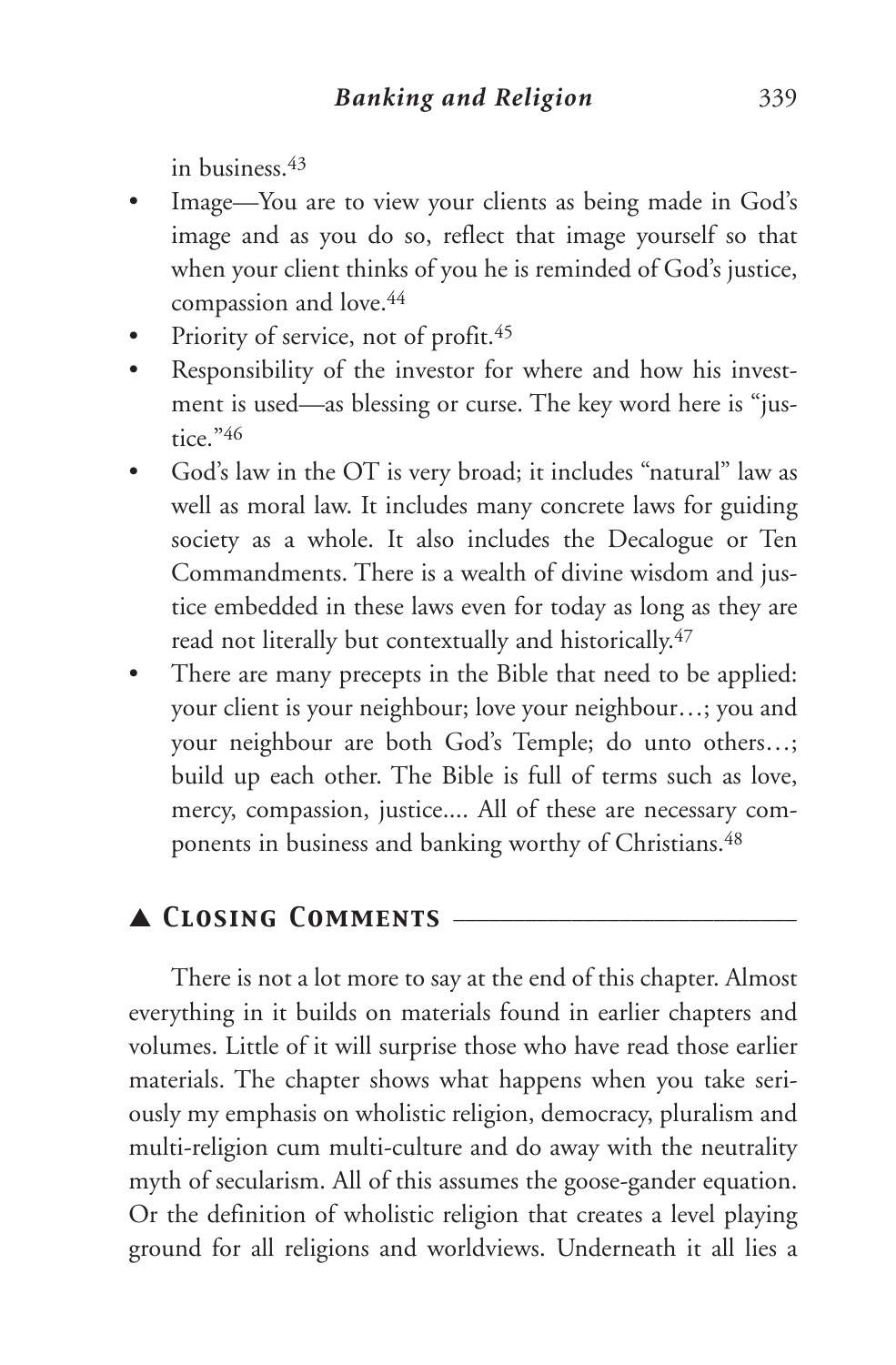in business.[43]

- Image—You are to view your clients as being made in God's image and as you do so, reflect that image yourself so that when your client thinks of you he is reminded of God's justice, compassion and love.[44]
- Priority of service, not of profit.[45]
- Responsibility of the investor for where and how his investment is used—as blessing or curse. The key word here is "justice."[46]
- God's law in the OT is very broad; it includes "natural" law as well as moral law. It includes many concrete laws for guiding society as a whole. It also includes the Decalogue or Ten Commandments. There is a wealth of divine wisdom and justice embedded in these laws even for today as long as they are read not literally but contextually and historically.[47]
- There are many precepts in the Bible that need to be applied: your client is your neighbour; love your neighbour…; you and your neighbour are both God's Temple; do unto others…; build up each other. The Bible is full of terms such as love, mercy, compassion, justice.... All of these are necessary components in business and banking worthy of Christians.[48]

## ▲ *Closing Comments*

There is not a lot more to say at the end of this chapter. Almost everything in it builds on materials found in earlier chapters and volumes. Little of it will surprise those who have read those earlier materials. The chapter shows what happens when you take seriously my emphasis on wholistic religion, democracy, pluralism and multi-religion cum multi-culture and do away with the neutrality myth of secularism. All of this assumes the goose-gander equation. Or the definition of wholistic religion that creates a level playing ground for all religions and worldviews. Underneath it all lies a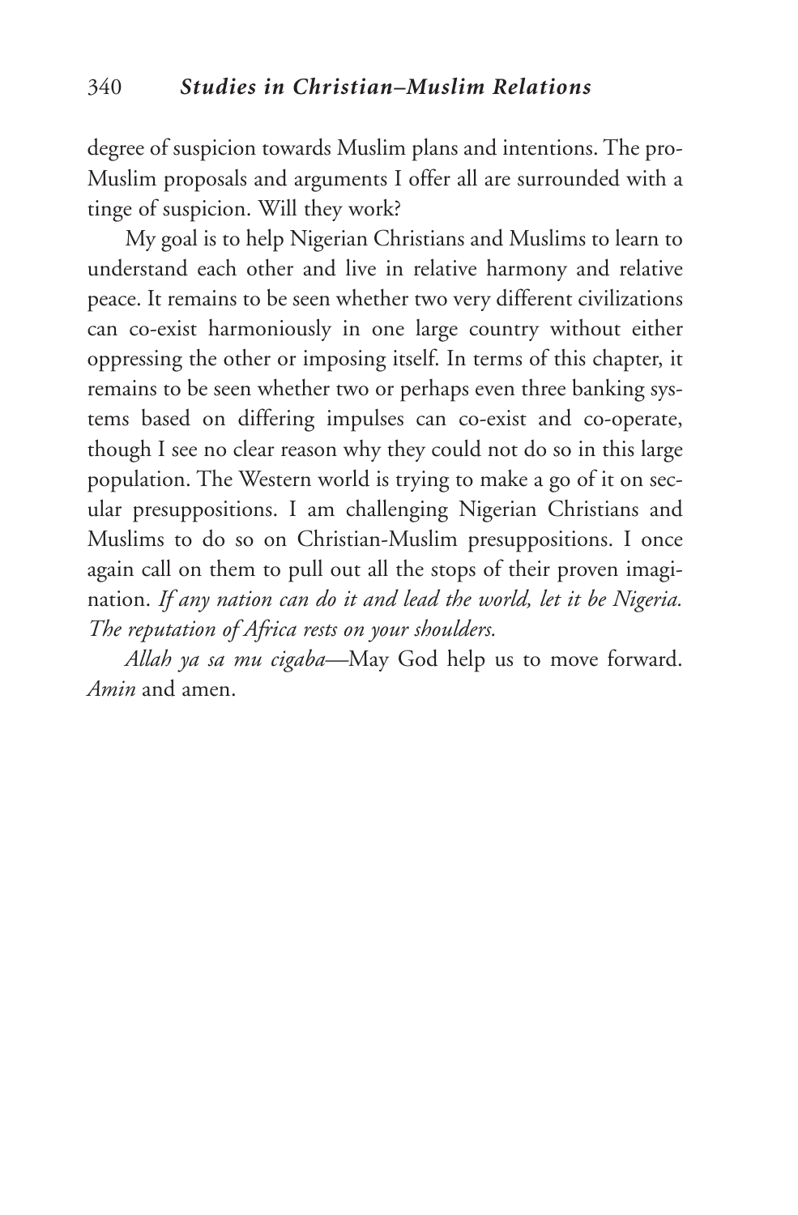degree of suspicion towards Muslim plans and intentions. The pro-Muslim proposals and arguments I offer all are surrounded with a tinge of suspicion. Will they work?

My goal is to help Nigerian Christians and Muslims to learn to understand each other and live in relative harmony and relative peace. It remains to be seen whether two very different civilizations can co-exist harmoniously in one large country without either oppressing the other or imposing itself. In terms of this chapter, it remains to be seen whether two or perhaps even three banking systems based on differing impulses can co-exist and co-operate, though I see no clear reason why they could not do so in this large population. The Western world is trying to make a go of it on secular presuppositions. I am challenging Nigerian Christians and Muslims to do so on Christian-Muslim presuppositions. I once again call on them to pull out all the stops of their proven imagination. *If any nation can do it and lead the world, let it be Nigeria. The reputation of Africa rests on your shoulders.*

*Allah ya sa mu cigaba*—May God help us to move forward. *Amin* and amen.